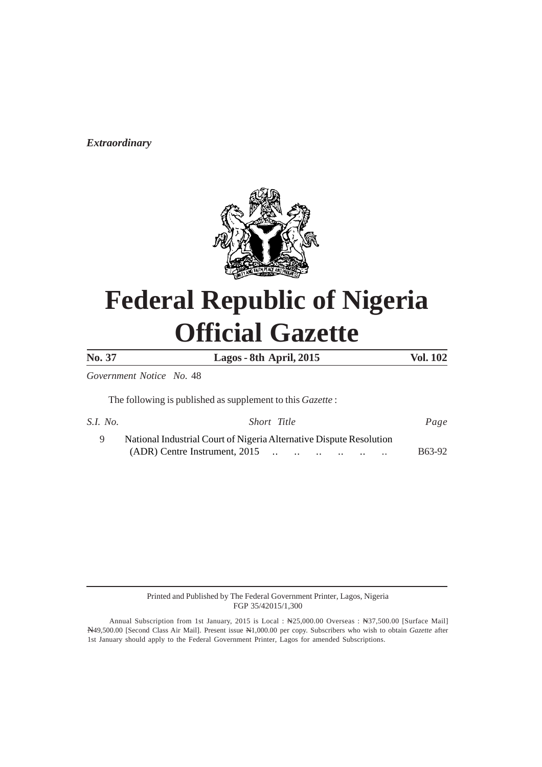*Extraordinary*

# Federal Republic of Nigeria
# Official Gazette

| **No. 37** | **Lagos - 8th April, 2015** | **Vol. 102** |
|---|---|---|

*Government Notice No.* 48

The following is published as supplement to this *Gazette* :

| *S.I. No.* | *Short Title* | *Page* |
|---|---|---|
| 9 | National Industrial Court of Nigeria Alternative Dispute Resolution (ADR) Centre Instrument, 2015 .. .. .. .. .. .. | B63-92 |

Printed and Published by The Federal Government Printer, Lagos, Nigeria
FGP 35/42015/1,300

Annual Subscription from 1st January, 2015 is Local : ₦25,000.00 Overseas : ₦37,500.00 [Surface Mail] ₦49,500.00 [Second Class Air Mail]. Present issue ₦1,000.00 per copy. Subscribers who wish to obtain *Gazette* after 1st January should apply to the Federal Government Printer, Lagos for amended Subscriptions.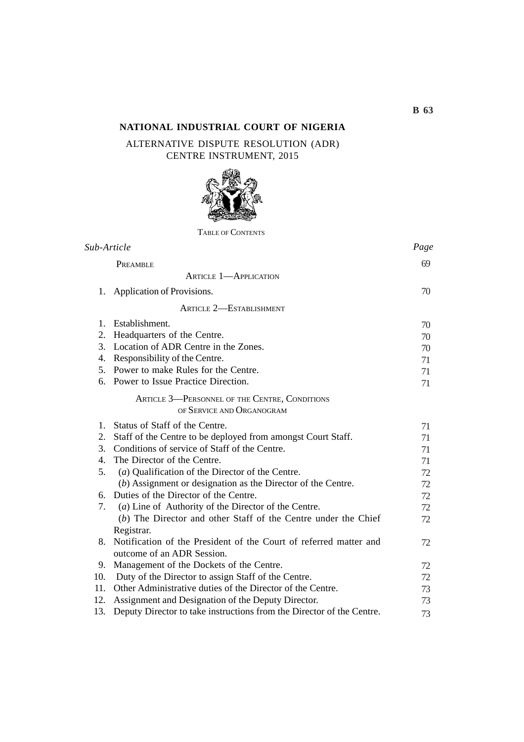# NATIONAL INDUSTRIAL COURT OF NIGERIA

## ALTERNATIVE DISPUTE RESOLUTION (ADR) CENTRE INSTRUMENT, 2015

TABLE OF CONTENTS

| *Sub-Article* | | *Page* |
|---|---|---|
| | PREAMBLE | 69 |
| | ARTICLE 1—APPLICATION | |
| 1. | Application of Provisions. | 70 |
| | ARTICLE 2—ESTABLISHMENT | |
| 1. | Establishment. | 70 |
| 2. | Headquarters of the Centre. | 70 |
| 3. | Location of ADR Centre in the Zones. | 70 |
| 4. | Responsibility of the Centre. | 71 |
| 5. | Power to make Rules for the Centre. | 71 |
| 6. | Power to Issue Practice Direction. | 71 |
| | ARTICLE 3—PERSONNEL OF THE CENTRE, CONDITIONS OF SERVICE AND ORGANOGRAM | |
| 1. | Status of Staff of the Centre. | 71 |
| 2. | Staff of the Centre to be deployed from amongst Court Staff. | 71 |
| 3. | Conditions of service of Staff of the Centre. | 71 |
| 4. | The Director of the Centre. | 71 |
| 5. | (*a*) Qualification of the Director of the Centre. | 72 |
| | (*b*) Assignment or designation as the Director of the Centre. | 72 |
| 6. | Duties of the Director of the Centre. | 72 |
| 7. | (*a*) Line of Authority of the Director of the Centre. | 72 |
| | (*b*) The Director and other Staff of the Centre under the Chief Registrar. | 72 |
| 8. | Notification of the President of the Court of referred matter and outcome of an ADR Session. | 72 |
| 9. | Management of the Dockets of the Centre. | 72 |
| 10. | Duty of the Director to assign Staff of the Centre. | 72 |
| 11. | Other Administrative duties of the Director of the Centre. | 73 |
| 12. | Assignment and Designation of the Deputy Director. | 73 |
| 13. | Deputy Director to take instructions from the Director of the Centre. | 73 |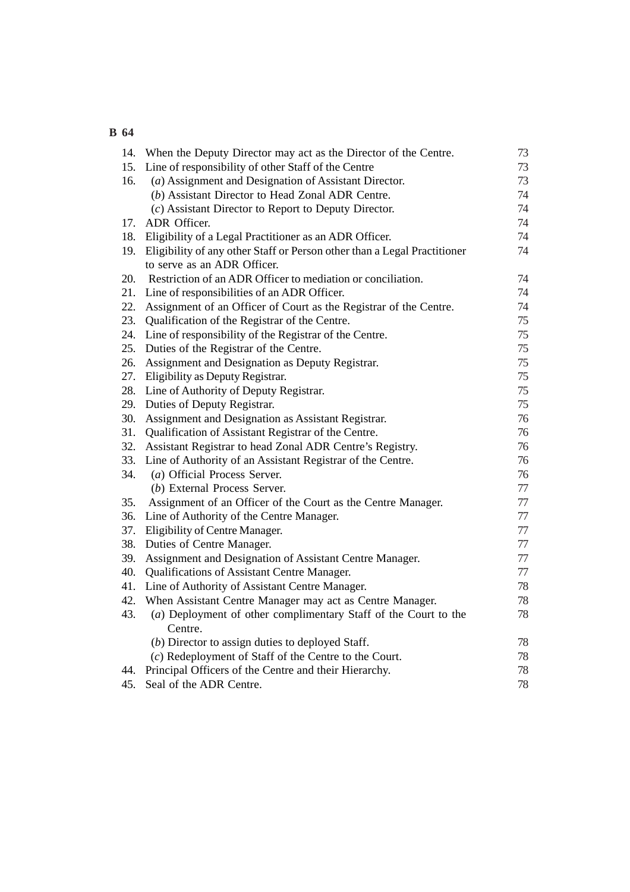| | | |
|---|---|---|
| 14. | When the Deputy Director may act as the Director of the Centre. | 73 |
| 15. | Line of responsibility of other Staff of the Centre | 73 |
| 16. | (*a*) Assignment and Designation of Assistant Director. | 73 |
| | (*b*) Assistant Director to Head Zonal ADR Centre. | 74 |
| | (*c*) Assistant Director to Report to Deputy Director. | 74 |
| 17. | ADR Officer. | 74 |
| 18. | Eligibility of a Legal Practitioner as an ADR Officer. | 74 |
| 19. | Eligibility of any other Staff or Person other than a Legal Practitioner to serve as an ADR Officer. | 74 |
| 20. | Restriction of an ADR Officer to mediation or conciliation. | 74 |
| 21. | Line of responsibilities of an ADR Officer. | 74 |
| 22. | Assignment of an Officer of Court as the Registrar of the Centre. | 74 |
| 23. | Qualification of the Registrar of the Centre. | 75 |
| 24. | Line of responsibility of the Registrar of the Centre. | 75 |
| 25. | Duties of the Registrar of the Centre. | 75 |
| 26. | Assignment and Designation as Deputy Registrar. | 75 |
| 27. | Eligibility as Deputy Registrar. | 75 |
| 28. | Line of Authority of Deputy Registrar. | 75 |
| 29. | Duties of Deputy Registrar. | 75 |
| 30. | Assignment and Designation as Assistant Registrar. | 76 |
| 31. | Qualification of Assistant Registrar of the Centre. | 76 |
| 32. | Assistant Registrar to head Zonal ADR Centre's Registry. | 76 |
| 33. | Line of Authority of an Assistant Registrar of the Centre. | 76 |
| 34. | (*a*) Official Process Server. | 76 |
| | (*b*) External Process Server. | 77 |
| 35. | Assignment of an Officer of the Court as the Centre Manager. | 77 |
| 36. | Line of Authority of the Centre Manager. | 77 |
| 37. | Eligibility of Centre Manager. | 77 |
| 38. | Duties of Centre Manager. | 77 |
| 39. | Assignment and Designation of Assistant Centre Manager. | 77 |
| 40. | Qualifications of Assistant Centre Manager. | 77 |
| 41. | Line of Authority of Assistant Centre Manager. | 78 |
| 42. | When Assistant Centre Manager may act as Centre Manager. | 78 |
| 43. | (*a*) Deployment of other complimentary Staff of the Court to the Centre. | 78 |
| | (*b*) Director to assign duties to deployed Staff. | 78 |
| | (*c*) Redeployment of Staff of the Centre to the Court. | 78 |
| 44. | Principal Officers of the Centre and their Hierarchy. | 78 |
| 45. | Seal of the ADR Centre. | 78 |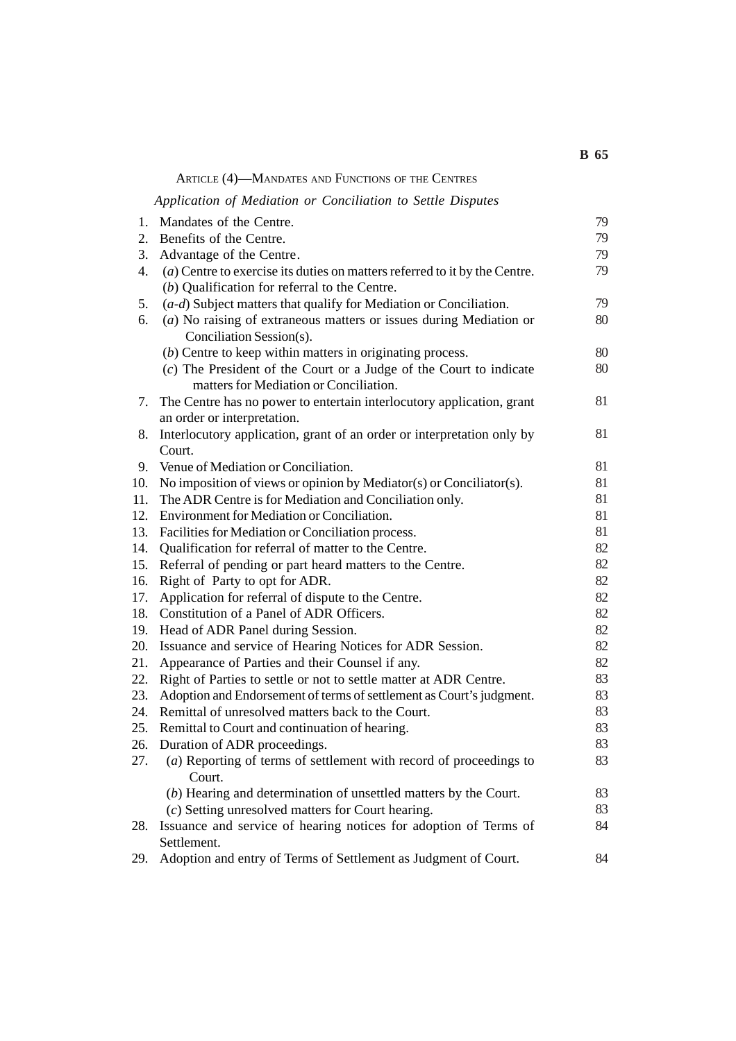## Article (4)—Mandates and Functions of the Centres

*Application of Mediation or Conciliation to Settle Disputes*

| | | |
|---|---|---|
| 1. | Mandates of the Centre. | 79 |
| 2. | Benefits of the Centre. | 79 |
| 3. | Advantage of the Centre. | 79 |
| 4. | (*a*) Centre to exercise its duties on matters referred to it by the Centre. (*b*) Qualification for referral to the Centre. | 79 |
| 5. | (*a-d*) Subject matters that qualify for Mediation or Conciliation. | 79 |
| 6. | (*a*) No raising of extraneous matters or issues during Mediation or Conciliation Session(s). | 80 |
| | (*b*) Centre to keep within matters in originating process. | 80 |
| | (*c*) The President of the Court or a Judge of the Court to indicate matters for Mediation or Conciliation. | 80 |
| 7. | The Centre has no power to entertain interlocutory application, grant an order or interpretation. | 81 |
| 8. | Interlocutory application, grant of an order or interpretation only by Court. | 81 |
| 9. | Venue of Mediation or Conciliation. | 81 |
| 10. | No imposition of views or opinion by Mediator(s) or Conciliator(s). | 81 |
| 11. | The ADR Centre is for Mediation and Conciliation only. | 81 |
| 12. | Environment for Mediation or Conciliation. | 81 |
| 13. | Facilities for Mediation or Conciliation process. | 81 |
| 14. | Qualification for referral of matter to the Centre. | 82 |
| 15. | Referral of pending or part heard matters to the Centre. | 82 |
| 16. | Right of Party to opt for ADR. | 82 |
| 17. | Application for referral of dispute to the Centre. | 82 |
| 18. | Constitution of a Panel of ADR Officers. | 82 |
| 19. | Head of ADR Panel during Session. | 82 |
| 20. | Issuance and service of Hearing Notices for ADR Session. | 82 |
| 21. | Appearance of Parties and their Counsel if any. | 82 |
| 22. | Right of Parties to settle or not to settle matter at ADR Centre. | 83 |
| 23. | Adoption and Endorsement of terms of settlement as Court's judgment. | 83 |
| 24. | Remittal of unresolved matters back to the Court. | 83 |
| 25. | Remittal to Court and continuation of hearing. | 83 |
| 26. | Duration of ADR proceedings. | 83 |
| 27. | (*a*) Reporting of terms of settlement with record of proceedings to Court. | 83 |
| | (*b*) Hearing and determination of unsettled matters by the Court. | 83 |
| | (*c*) Setting unresolved matters for Court hearing. | 83 |
| 28. | Issuance and service of hearing notices for adoption of Terms of Settlement. | 84 |
| 29. | Adoption and entry of Terms of Settlement as Judgment of Court. | 84 |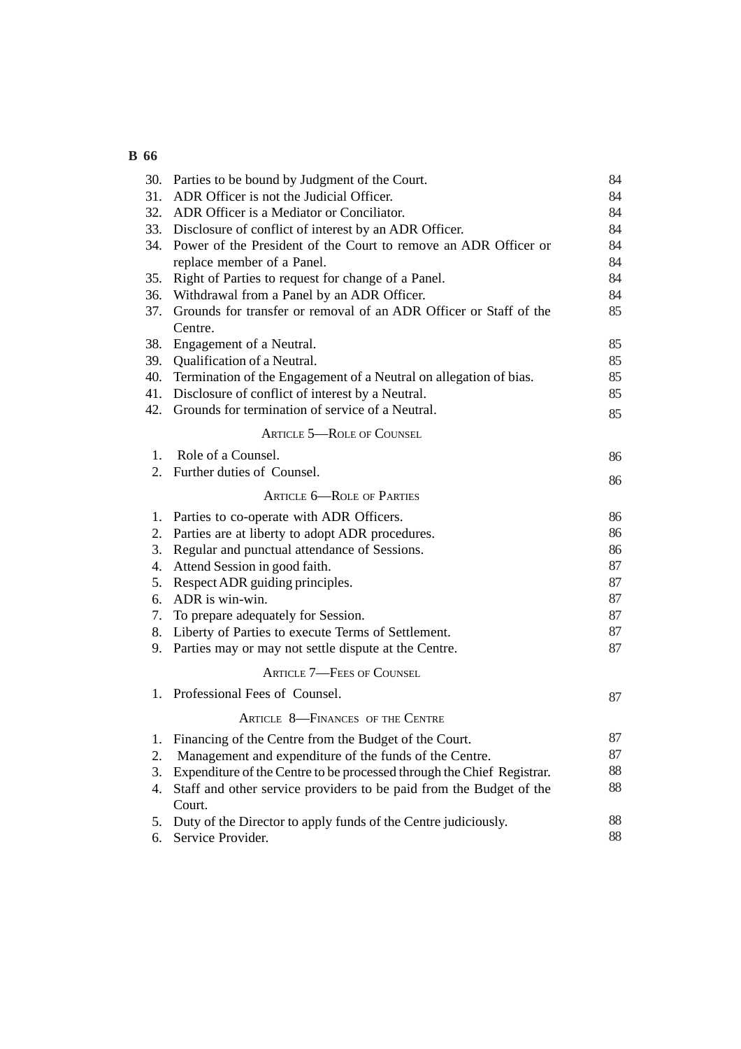| | | |
|---|---|---|
| 30. | Parties to be bound by Judgment of the Court. | 84 |
| 31. | ADR Officer is not the Judicial Officer. | 84 |
| 32. | ADR Officer is a Mediator or Conciliator. | 84 |
| 33. | Disclosure of conflict of interest by an ADR Officer. | 84 |
| 34. | Power of the President of the Court to remove an ADR Officer or replace member of a Panel. | 84 |
| 35. | Right of Parties to request for change of a Panel. | 84 |
| 36. | Withdrawal from a Panel by an ADR Officer. | 84 |
| 37. | Grounds for transfer or removal of an ADR Officer or Staff of the Centre. | 85 |
| 38. | Engagement of a Neutral. | 85 |
| 39. | Qualification of a Neutral. | 85 |
| 40. | Termination of the Engagement of a Neutral on allegation of bias. | 85 |
| 41. | Disclosure of conflict of interest by a Neutral. | 85 |
| 42. | Grounds for termination of service of a Neutral. | 85 |

ARTICLE 5—ROLE OF COUNSEL

| | | |
|---|---|---|
| 1. | Role of a Counsel. | 86 |
| 2. | Further duties of Counsel. | 86 |

ARTICLE 6—ROLE OF PARTIES

| | | |
|---|---|---|
| 1. | Parties to co-operate with ADR Officers. | 86 |
| 2. | Parties are at liberty to adopt ADR procedures. | 86 |
| 3. | Regular and punctual attendance of Sessions. | 86 |
| 4. | Attend Session in good faith. | 87 |
| 5. | Respect ADR guiding principles. | 87 |
| 6. | ADR is win-win. | 87 |
| 7. | To prepare adequately for Session. | 87 |
| 8. | Liberty of Parties to execute Terms of Settlement. | 87 |
| 9. | Parties may or may not settle dispute at the Centre. | 87 |

ARTICLE 7—FEES OF COUNSEL

| | | |
|---|---|---|
| 1. | Professional Fees of Counsel. | 87 |

ARTICLE 8—FINANCES OF THE CENTRE

| | | |
|---|---|---|
| 1. | Financing of the Centre from the Budget of the Court. | 87 |
| 2. | Management and expenditure of the funds of the Centre. | 87 |
| 3. | Expenditure of the Centre to be processed through the Chief Registrar. | 88 |
| 4. | Staff and other service providers to be paid from the Budget of the Court. | 88 |
| 5. | Duty of the Director to apply funds of the Centre judiciously. | 88 |
| 6. | Service Provider. | 88 |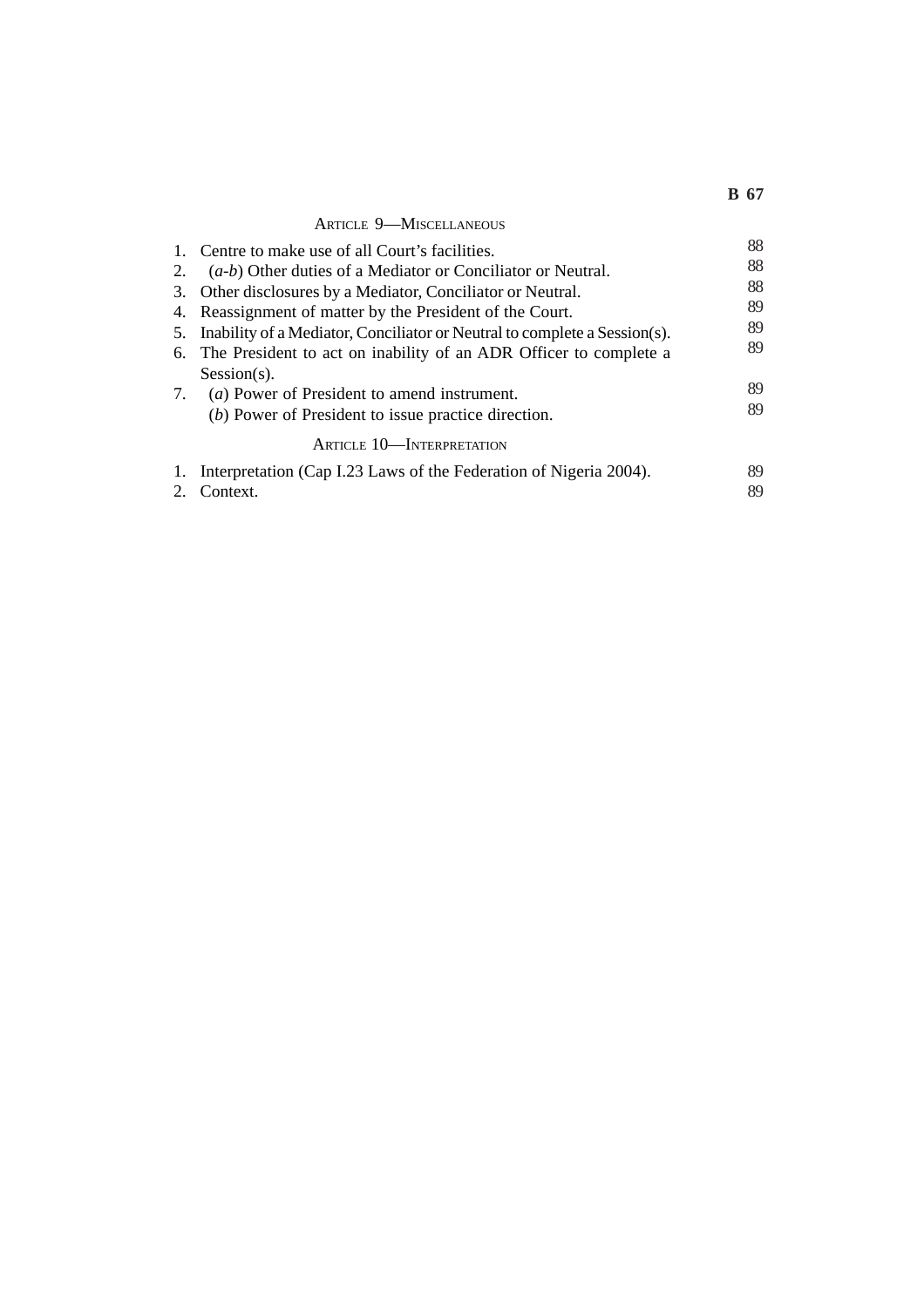### Article 9—Miscellaneous

| | | |
|---|---|---|
| 1. | Centre to make use of all Court's facilities. | 88 |
| 2. | (*a-b*) Other duties of a Mediator or Conciliator or Neutral. | 88 |
| 3. | Other disclosures by a Mediator, Conciliator or Neutral. | 88 |
| 4. | Reassignment of matter by the President of the Court. | 89 |
| 5. | Inability of a Mediator, Conciliator or Neutral to complete a Session(s). | 89 |
| 6. | The President to act on inability of an ADR Officer to complete a Session(s). | 89 |
| 7. | (*a*) Power of President to amend instrument. | 89 |
| | (*b*) Power of President to issue practice direction. | 89 |

### Article 10—Interpretation

| | | |
|---|---|---|
| 1. | Interpretation (Cap I.23 Laws of the Federation of Nigeria 2004). | 89 |
| 2. | Context. | 89 |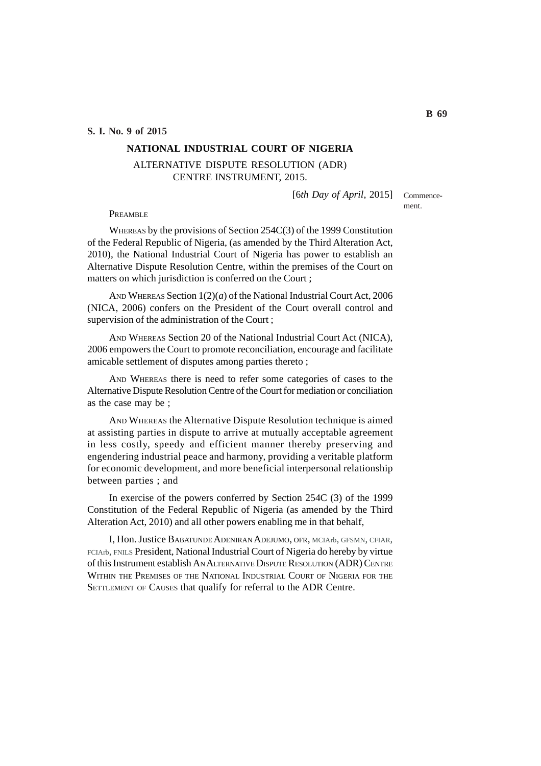**S. I. No. 9 of 2015**

## NATIONAL INDUSTRIAL COURT OF NIGERIA

ALTERNATIVE DISPUTE RESOLUTION (ADR) CENTRE INSTRUMENT, 2015.

[*6th Day of April*, 2015] Commencement.

PREAMBLE

WHEREAS by the provisions of Section 254C(3) of the 1999 Constitution of the Federal Republic of Nigeria, (as amended by the Third Alteration Act, 2010), the National Industrial Court of Nigeria has power to establish an Alternative Dispute Resolution Centre, within the premises of the Court on matters on which jurisdiction is conferred on the Court ;

AND WHEREAS Section 1(2)(*a*) of the National Industrial Court Act, 2006 (NICA, 2006) confers on the President of the Court overall control and supervision of the administration of the Court ;

AND WHEREAS Section 20 of the National Industrial Court Act (NICA), 2006 empowers the Court to promote reconciliation, encourage and facilitate amicable settlement of disputes among parties thereto ;

AND WHEREAS there is need to refer some categories of cases to the Alternative Dispute Resolution Centre of the Court for mediation or conciliation as the case may be ;

AND WHEREAS the Alternative Dispute Resolution technique is aimed at assisting parties in dispute to arrive at mutually acceptable agreement in less costly, speedy and efficient manner thereby preserving and engendering industrial peace and harmony, providing a veritable platform for economic development, and more beneficial interpersonal relationship between parties ; and

In exercise of the powers conferred by Section 254C (3) of the 1999 Constitution of the Federal Republic of Nigeria (as amended by the Third Alteration Act, 2010) and all other powers enabling me in that behalf,

I, Hon. Justice BABATUNDE ADENIRAN ADEJUMO, OFR, MCIArb, GFSMN, CFIAR, FCIArb, FNILS President, National Industrial Court of Nigeria do hereby by virtue of this Instrument establish AN ALTERNATIVE DISPUTE RESOLUTION (ADR) CENTRE WITHIN THE PREMISES OF THE NATIONAL INDUSTRIAL COURT OF NIGERIA FOR THE SETTLEMENT OF CAUSES that qualify for referral to the ADR Centre.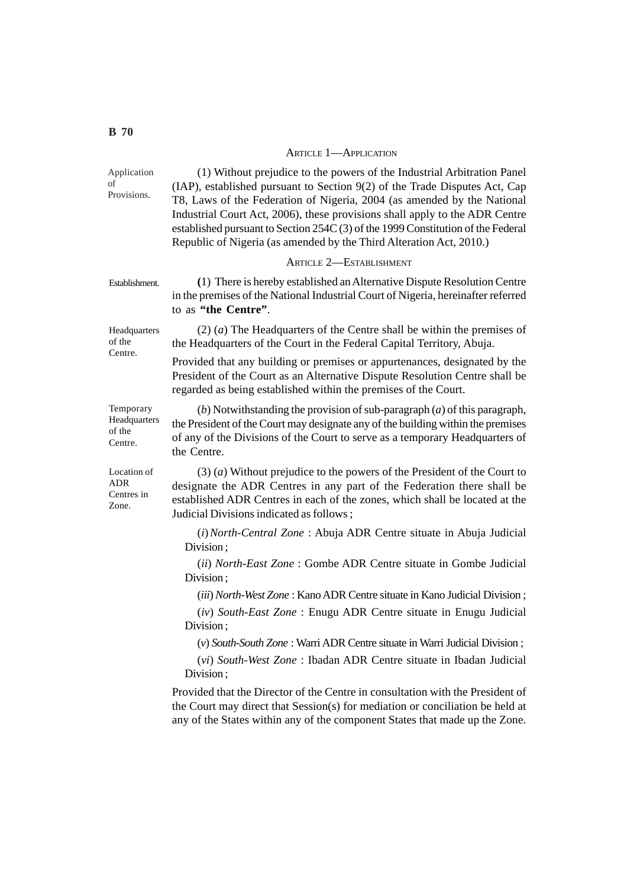## ARTICLE 1—APPLICATION

*Application of Provisions.*

(1) Without prejudice to the powers of the Industrial Arbitration Panel (IAP), established pursuant to Section 9(2) of the Trade Disputes Act, Cap T8, Laws of the Federation of Nigeria, 2004 (as amended by the National Industrial Court Act, 2006), these provisions shall apply to the ADR Centre established pursuant to Section 254C (3) of the 1999 Constitution of the Federal Republic of Nigeria (as amended by the Third Alteration Act, 2010.)

## ARTICLE 2—ESTABLISHMENT

*Establishment.*

(1) There is hereby established an Alternative Dispute Resolution Centre in the premises of the National Industrial Court of Nigeria, hereinafter referred to as **"the Centre"**.

*Headquarters of the Centre.*

(2) (*a*) The Headquarters of the Centre shall be within the premises of the Headquarters of the Court in the Federal Capital Territory, Abuja.

Provided that any building or premises or appurtenances, designated by the President of the Court as an Alternative Dispute Resolution Centre shall be regarded as being established within the premises of the Court.

*Temporary Headquarters of the Centre.*

(*b*) Notwithstanding the provision of sub-paragraph (*a*) of this paragraph, the President of the Court may designate any of the building within the premises of any of the Divisions of the Court to serve as a temporary Headquarters of the Centre.

*Location of ADR Centres in Zone.*

(3) (*a*) Without prejudice to the powers of the President of the Court to designate the ADR Centres in any part of the Federation there shall be established ADR Centres in each of the zones, which shall be located at the Judicial Divisions indicated as follows ;

(*i*) *North-Central Zone* : Abuja ADR Centre situate in Abuja Judicial Division ;

(*ii*) *North-East Zone* : Gombe ADR Centre situate in Gombe Judicial Division ;

(*iii*) *North-West Zone* : Kano ADR Centre situate in Kano Judicial Division ;

(*iv*) *South-East Zone* : Enugu ADR Centre situate in Enugu Judicial Division ;

(*v*) *South-South Zone* : Warri ADR Centre situate in Warri Judicial Division ;

(*vi*) *South-West Zone* : Ibadan ADR Centre situate in Ibadan Judicial Division ;

Provided that the Director of the Centre in consultation with the President of the Court may direct that Session(s) for mediation or conciliation be held at any of the States within any of the component States that made up the Zone.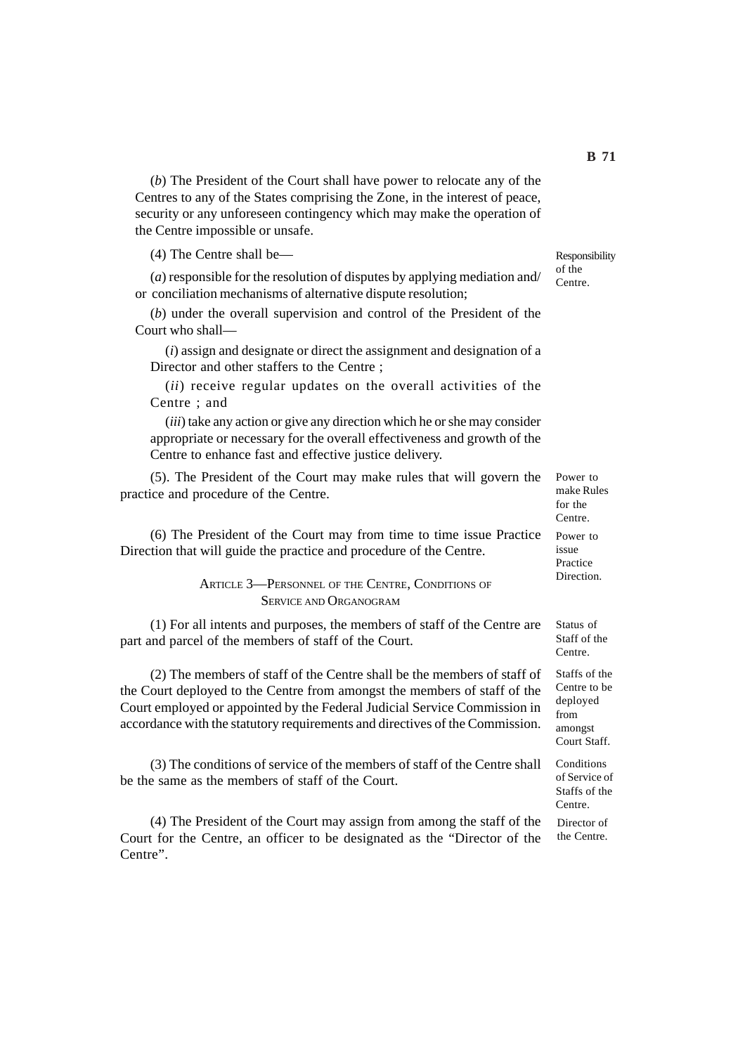(*b*) The President of the Court shall have power to relocate any of the Centres to any of the States comprising the Zone, in the interest of peace, security or any unforeseen contingency which may make the operation of the Centre impossible or unsafe.

Responsibility of the Centre.

(4) The Centre shall be—

(*a*) responsible for the resolution of disputes by applying mediation and/ or conciliation mechanisms of alternative dispute resolution;

(*b*) under the overall supervision and control of the President of the Court who shall—

(*i*) assign and designate or direct the assignment and designation of a Director and other staffers to the Centre ;

(*ii*) receive regular updates on the overall activities of the Centre ; and

(*iii*) take any action or give any direction which he or she may consider appropriate or necessary for the overall effectiveness and growth of the Centre to enhance fast and effective justice delivery.

Power to make Rules for the Centre.

(5). The President of the Court may make rules that will govern the practice and procedure of the Centre.

Power to issue Practice Direction.

(6) The President of the Court may from time to time issue Practice Direction that will guide the practice and procedure of the Centre.

## ARTICLE 3—PERSONNEL OF THE CENTRE, CONDITIONS OF SERVICE AND ORGANOGRAM

Status of Staff of the Centre.

(1) For all intents and purposes, the members of staff of the Centre are part and parcel of the members of staff of the Court.

Staffs of the Centre to be deployed from amongst Court Staff.

(2) The members of staff of the Centre shall be the members of staff of the Court deployed to the Centre from amongst the members of staff of the Court employed or appointed by the Federal Judicial Service Commission in accordance with the statutory requirements and directives of the Commission.

Conditions of Service of Staffs of the Centre.

(3) The conditions of service of the members of staff of the Centre shall be the same as the members of staff of the Court.

Director of the Centre.

(4) The President of the Court may assign from among the staff of the Court for the Centre, an officer to be designated as the "Director of the Centre".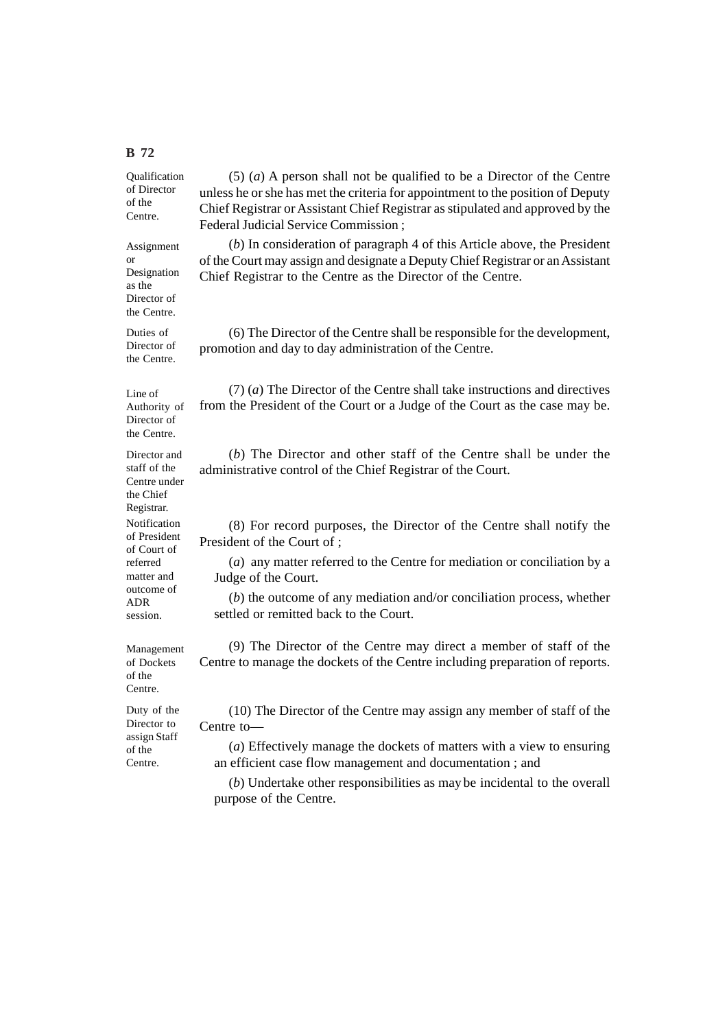**Qualification of Director of the Centre.**

(5) (*a*) A person shall not be qualified to be a Director of the Centre unless he or she has met the criteria for appointment to the position of Deputy Chief Registrar or Assistant Chief Registrar as stipulated and approved by the Federal Judicial Service Commission ;

**Assignment or Designation as the Director of the Centre.**

(*b*) In consideration of paragraph 4 of this Article above, the President of the Court may assign and designate a Deputy Chief Registrar or an Assistant Chief Registrar to the Centre as the Director of the Centre.

**Duties of Director of the Centre.**

(6) The Director of the Centre shall be responsible for the development, promotion and day to day administration of the Centre.

**Line of Authority of Director of the Centre.**

(7) (*a*) The Director of the Centre shall take instructions and directives from the President of the Court or a Judge of the Court as the case may be.

**Director and staff of the Centre under the Chief Registrar.**

(*b*) The Director and other staff of the Centre shall be under the administrative control of the Chief Registrar of the Court.

**Notification of President of Court of referred matter and outcome of ADR session.**

(8) For record purposes, the Director of the Centre shall notify the President of the Court of ;

(*a*) any matter referred to the Centre for mediation or conciliation by a Judge of the Court.

(*b*) the outcome of any mediation and/or conciliation process, whether settled or remitted back to the Court.

**Management of Dockets of the Centre.**

(9) The Director of the Centre may direct a member of staff of the Centre to manage the dockets of the Centre including preparation of reports.

**Duty of the Director to assign Staff of the Centre.**

(10) The Director of the Centre may assign any member of staff of the Centre to—

(*a*) Effectively manage the dockets of matters with a view to ensuring an efficient case flow management and documentation ; and

(*b*) Undertake other responsibilities as may be incidental to the overall purpose of the Centre.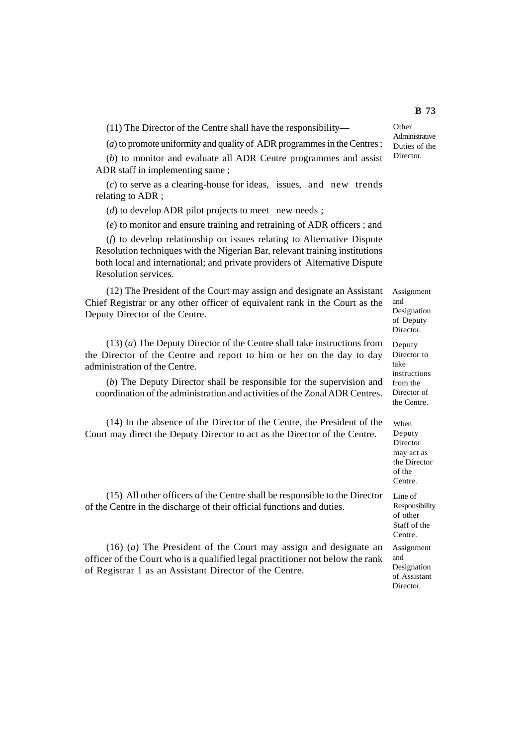(11) The Director of the Centre shall have the responsibility—

*Other Administrative Duties of the Director.*

(*a*) to promote uniformity and quality of ADR programmes in the Centres ;

(*b*) to monitor and evaluate all ADR Centre programmes and assist ADR staff in implementing same ;

(*c*) to serve as a clearing-house for ideas, issues, and new trends relating to ADR ;

(*d*) to develop ADR pilot projects to meet new needs ;

(*e*) to monitor and ensure training and retraining of ADR officers ; and

(*f*) to develop relationship on issues relating to Alternative Dispute Resolution techniques with the Nigerian Bar, relevant training institutions both local and international; and private providers of Alternative Dispute Resolution services.

*Assignment and Designation of Deputy Director.*

(12) The President of the Court may assign and designate an Assistant Chief Registrar or any other officer of equivalent rank in the Court as the Deputy Director of the Centre.

*Deputy Director to take instructions from the Director of the Centre.*

(13) (*a*) The Deputy Director of the Centre shall take instructions from the Director of the Centre and report to him or her on the day to day administration of the Centre.

(*b*) The Deputy Director shall be responsible for the supervision and coordination of the administration and activities of the Zonal ADR Centres.

*When Deputy Director may act as the Director of the Centre.*

(14) In the absence of the Director of the Centre, the President of the Court may direct the Deputy Director to act as the Director of the Centre.

*Line of Responsibility of other Staff of the Centre.*

(15) All other officers of the Centre shall be responsible to the Director of the Centre in the discharge of their official functions and duties.

*Assignment and Designation of Assistant Director.*

(16) (*a*) The President of the Court may assign and designate an officer of the Court who is a qualified legal practitioner not below the rank of Registrar 1 as an Assistant Director of the Centre.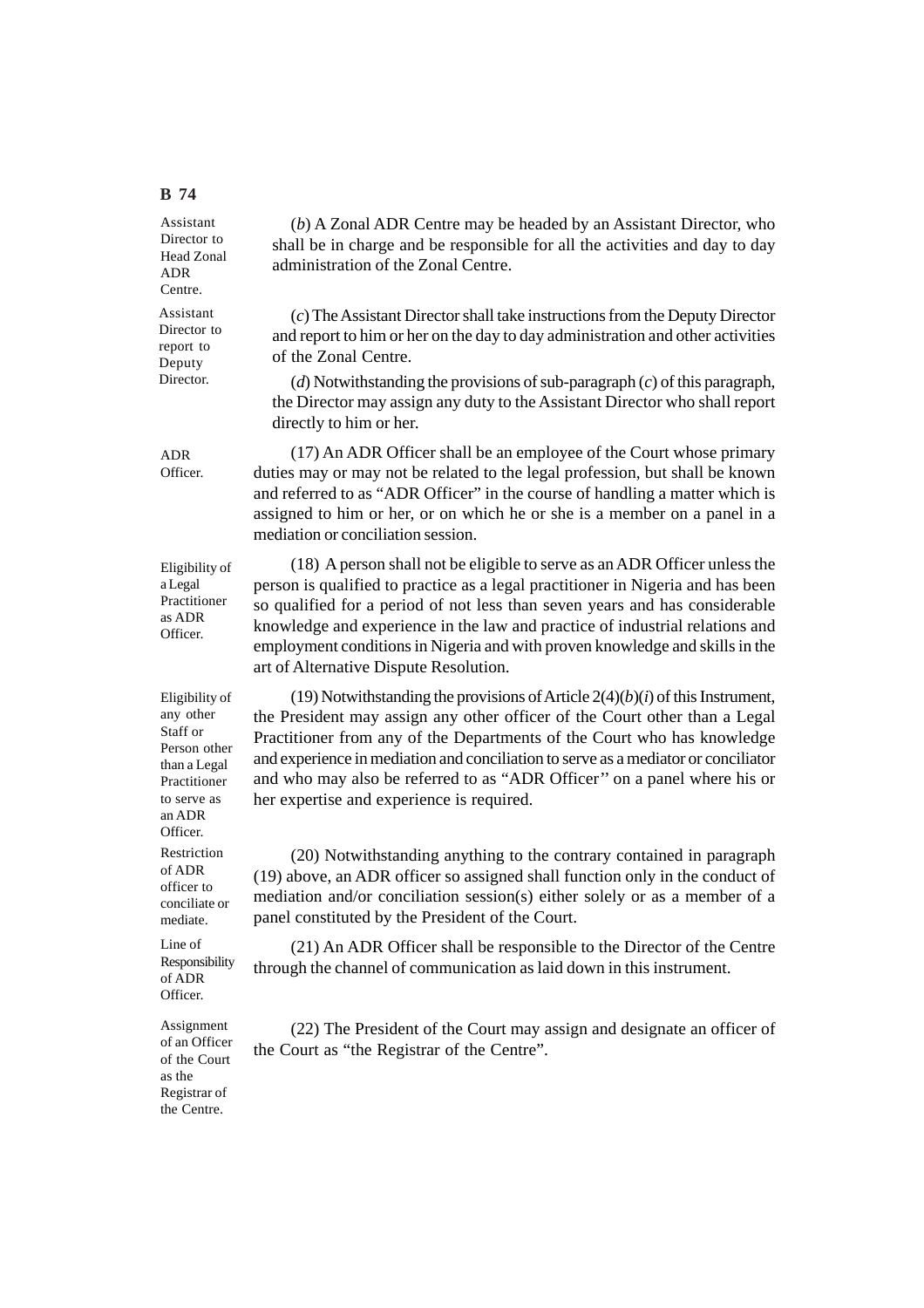Assistant Director to Head Zonal ADR Centre.

(*b*) A Zonal ADR Centre may be headed by an Assistant Director, who shall be in charge and be responsible for all the activities and day to day administration of the Zonal Centre.

Assistant Director to report to Deputy Director.

(*c*) The Assistant Director shall take instructions from the Deputy Director and report to him or her on the day to day administration and other activities of the Zonal Centre.

(*d*) Notwithstanding the provisions of sub-paragraph (*c*) of this paragraph, the Director may assign any duty to the Assistant Director who shall report directly to him or her.

ADR Officer.

(17) An ADR Officer shall be an employee of the Court whose primary duties may or may not be related to the legal profession, but shall be known and referred to as "ADR Officer" in the course of handling a matter which is assigned to him or her, or on which he or she is a member on a panel in a mediation or conciliation session.

Eligibility of a Legal Practitioner as ADR Officer.

(18) A person shall not be eligible to serve as an ADR Officer unless the person is qualified to practice as a legal practitioner in Nigeria and has been so qualified for a period of not less than seven years and has considerable knowledge and experience in the law and practice of industrial relations and employment conditions in Nigeria and with proven knowledge and skills in the art of Alternative Dispute Resolution.

Eligibility of any other Staff or Person other than a Legal Practitioner to serve as an ADR Officer.

(19) Notwithstanding the provisions of Article 2(4)(*b*)(*i*) of this Instrument, the President may assign any other officer of the Court other than a Legal Practitioner from any of the Departments of the Court who has knowledge and experience in mediation and conciliation to serve as a mediator or conciliator and who may also be referred to as "ADR Officer'' on a panel where his or her expertise and experience is required.

Restriction of ADR officer to conciliate or mediate.

(20) Notwithstanding anything to the contrary contained in paragraph (19) above, an ADR officer so assigned shall function only in the conduct of mediation and/or conciliation session(s) either solely or as a member of a panel constituted by the President of the Court.

Line of Responsibility of ADR Officer.

(21) An ADR Officer shall be responsible to the Director of the Centre through the channel of communication as laid down in this instrument.

Assignment of an Officer of the Court as the Registrar of the Centre.

(22) The President of the Court may assign and designate an officer of the Court as "the Registrar of the Centre".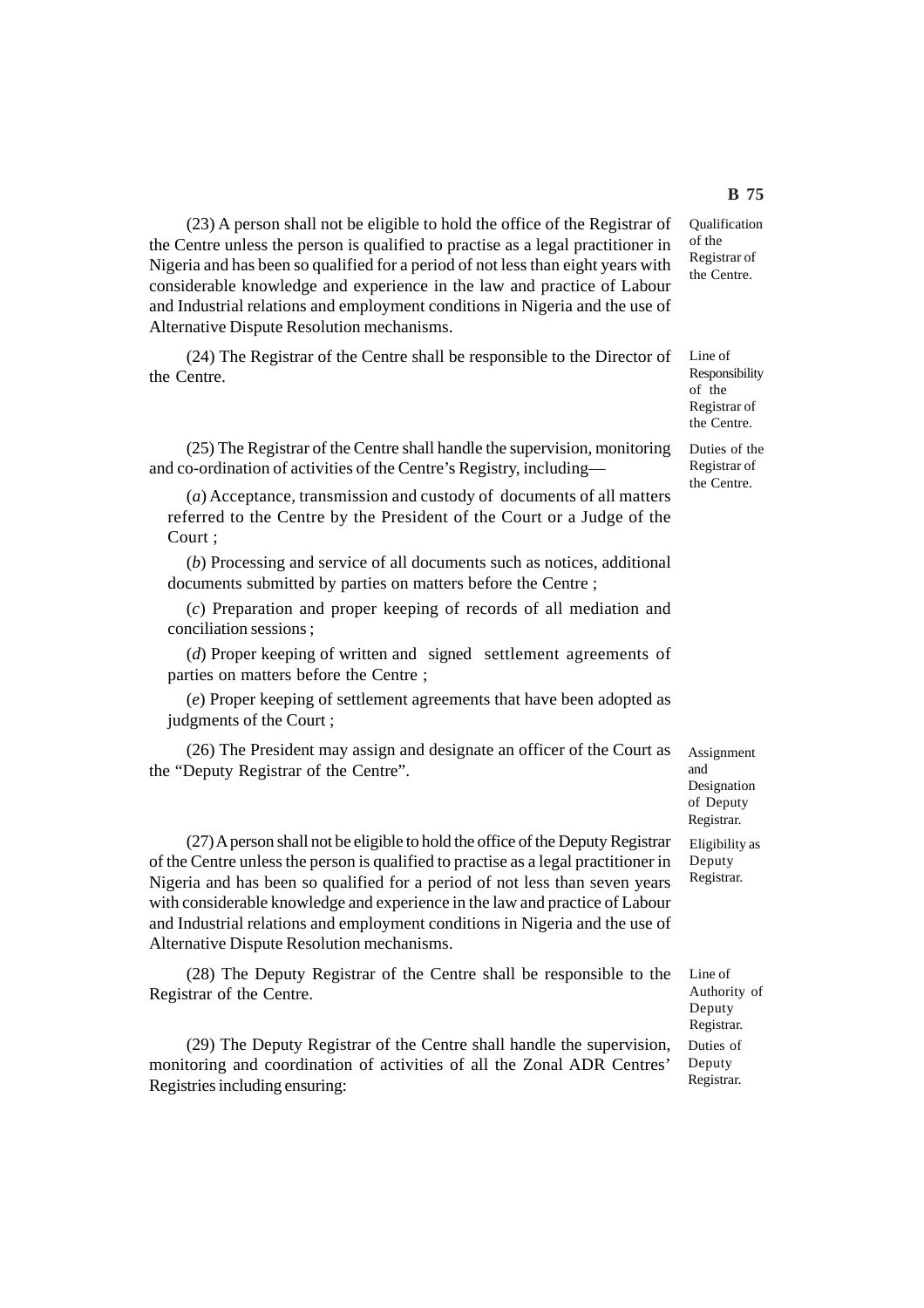(23) A person shall not be eligible to hold the office of the Registrar of the Centre unless the person is qualified to practise as a legal practitioner in Nigeria and has been so qualified for a period of not less than eight years with considerable knowledge and experience in the law and practice of Labour and Industrial relations and employment conditions in Nigeria and the use of Alternative Dispute Resolution mechanisms.

*Qualification of the Registrar of the Centre.*

(24) The Registrar of the Centre shall be responsible to the Director of the Centre.

*Line of Responsibility of the Registrar of the Centre.*

(25) The Registrar of the Centre shall handle the supervision, monitoring and co-ordination of activities of the Centre's Registry, including—

*Duties of the Registrar of the Centre.*

(*a*) Acceptance, transmission and custody of documents of all matters referred to the Centre by the President of the Court or a Judge of the Court ;

(*b*) Processing and service of all documents such as notices, additional documents submitted by parties on matters before the Centre ;

(*c*) Preparation and proper keeping of records of all mediation and conciliation sessions ;

(*d*) Proper keeping of written and signed settlement agreements of parties on matters before the Centre ;

(*e*) Proper keeping of settlement agreements that have been adopted as judgments of the Court ;

(26) The President may assign and designate an officer of the Court as the "Deputy Registrar of the Centre".

*Assignment and Designation of Deputy Registrar.*

(27) A person shall not be eligible to hold the office of the Deputy Registrar of the Centre unless the person is qualified to practise as a legal practitioner in Nigeria and has been so qualified for a period of not less than seven years with considerable knowledge and experience in the law and practice of Labour and Industrial relations and employment conditions in Nigeria and the use of Alternative Dispute Resolution mechanisms.

*Eligibility as Deputy Registrar.*

(28) The Deputy Registrar of the Centre shall be responsible to the Registrar of the Centre.

*Line of Authority of Deputy Registrar.*

(29) The Deputy Registrar of the Centre shall handle the supervision, monitoring and coordination of activities of all the Zonal ADR Centres' Registries including ensuring:

*Duties of Deputy Registrar.*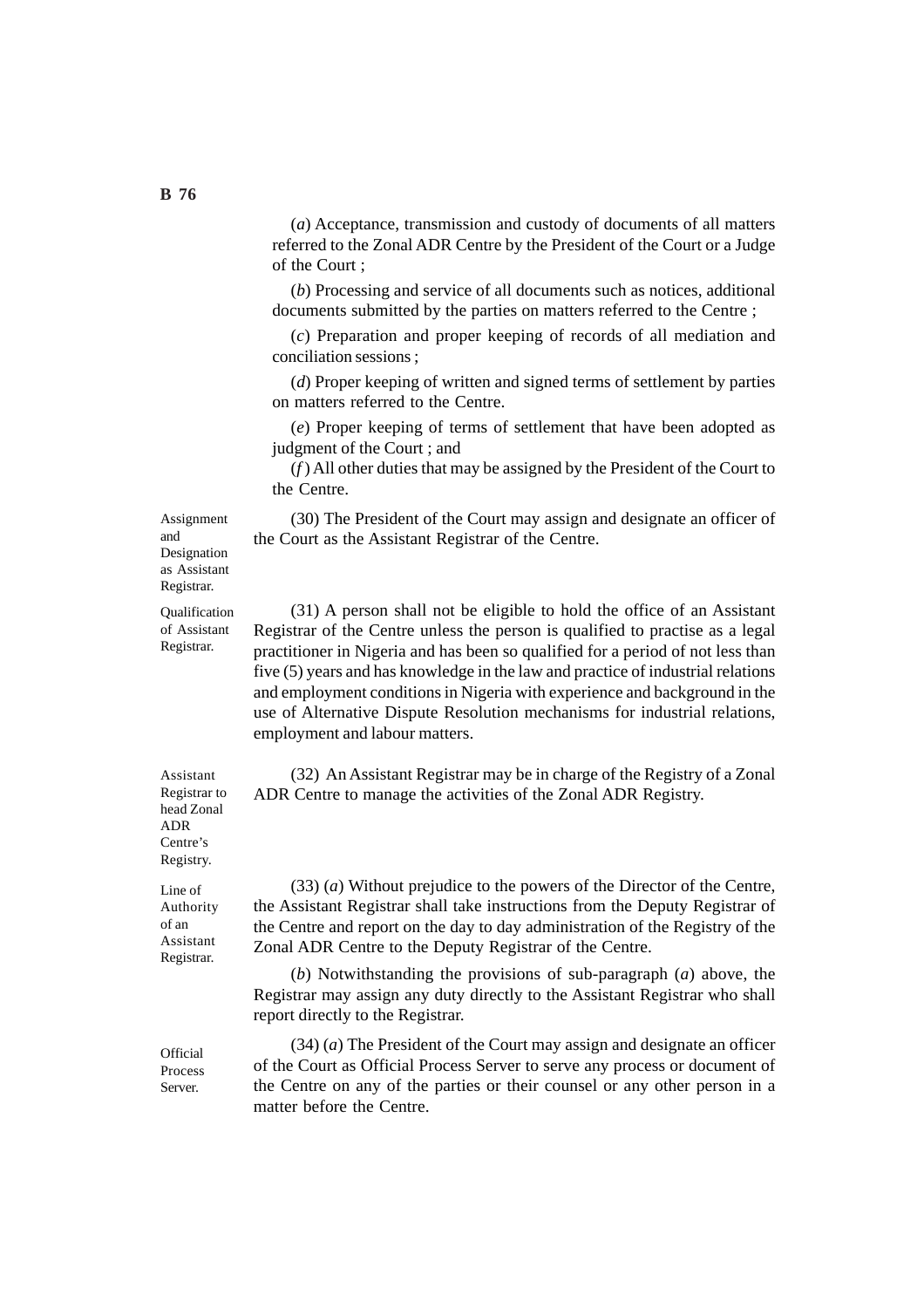(*a*) Acceptance, transmission and custody of documents of all matters referred to the Zonal ADR Centre by the President of the Court or a Judge of the Court ;

(*b*) Processing and service of all documents such as notices, additional documents submitted by the parties on matters referred to the Centre ;

(*c*) Preparation and proper keeping of records of all mediation and conciliation sessions ;

(*d*) Proper keeping of written and signed terms of settlement by parties on matters referred to the Centre.

(*e*) Proper keeping of terms of settlement that have been adopted as judgment of the Court ; and

(*f*) All other duties that may be assigned by the President of the Court to the Centre.

*Assignment and Designation as Assistant Registrar.*

(30) The President of the Court may assign and designate an officer of the Court as the Assistant Registrar of the Centre.

*Qualification of Assistant Registrar.*

(31) A person shall not be eligible to hold the office of an Assistant Registrar of the Centre unless the person is qualified to practise as a legal practitioner in Nigeria and has been so qualified for a period of not less than five (5) years and has knowledge in the law and practice of industrial relations and employment conditions in Nigeria with experience and background in the use of Alternative Dispute Resolution mechanisms for industrial relations, employment and labour matters.

*Assistant Registrar to head Zonal ADR Centre's Registry.*

(32) An Assistant Registrar may be in charge of the Registry of a Zonal ADR Centre to manage the activities of the Zonal ADR Registry.

*Line of Authority of an Assistant Registrar.*

(33) (*a*) Without prejudice to the powers of the Director of the Centre, the Assistant Registrar shall take instructions from the Deputy Registrar of the Centre and report on the day to day administration of the Registry of the Zonal ADR Centre to the Deputy Registrar of the Centre.

(*b*) Notwithstanding the provisions of sub-paragraph (*a*) above, the Registrar may assign any duty directly to the Assistant Registrar who shall report directly to the Registrar.

*Official Process Server.*

(34) (*a*) The President of the Court may assign and designate an officer of the Court as Official Process Server to serve any process or document of the Centre on any of the parties or their counsel or any other person in a matter before the Centre.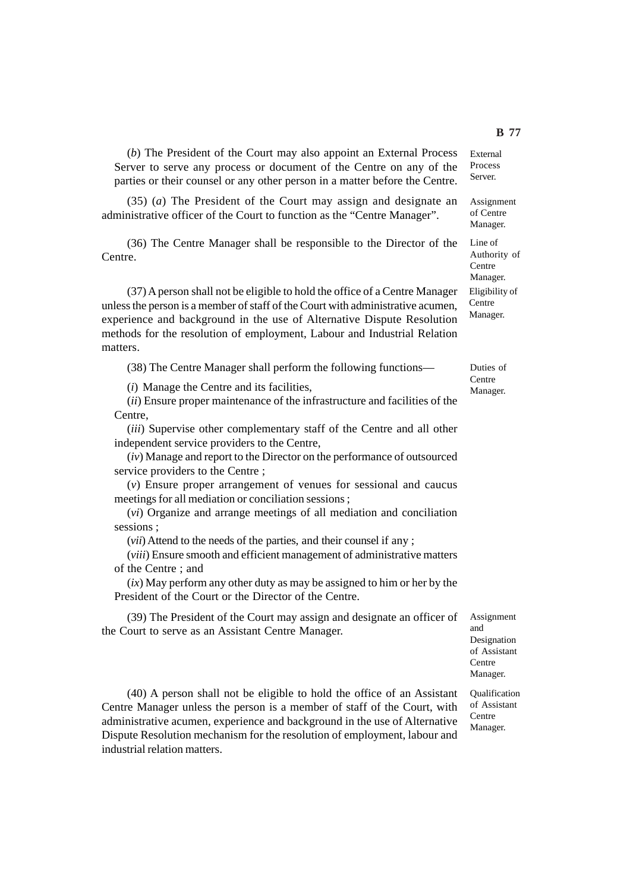(*b*) The President of the Court may also appoint an External Process Server to serve any process or document of the Centre on any of the parties or their counsel or any other person in a matter before the Centre.

External Process Server.

(35) (*a*) The President of the Court may assign and designate an administrative officer of the Court to function as the "Centre Manager".

Assignment of Centre Manager.

(36) The Centre Manager shall be responsible to the Director of the Centre.

Line of Authority of Centre Manager.

(37) A person shall not be eligible to hold the office of a Centre Manager unless the person is a member of staff of the Court with administrative acumen, experience and background in the use of Alternative Dispute Resolution methods for the resolution of employment, Labour and Industrial Relation matters.

Eligibility of Centre Manager.

(38) The Centre Manager shall perform the following functions—

Duties of Centre Manager.

(*i*) Manage the Centre and its facilities,

(*ii*) Ensure proper maintenance of the infrastructure and facilities of the Centre,

(*iii*) Supervise other complementary staff of the Centre and all other independent service providers to the Centre,

(*iv*) Manage and report to the Director on the performance of outsourced service providers to the Centre ;

(*v*) Ensure proper arrangement of venues for sessional and caucus meetings for all mediation or conciliation sessions ;

(*vi*) Organize and arrange meetings of all mediation and conciliation sessions ;

(*vii*) Attend to the needs of the parties, and their counsel if any ;

(*viii*) Ensure smooth and efficient management of administrative matters of the Centre ; and

(*ix*) May perform any other duty as may be assigned to him or her by the President of the Court or the Director of the Centre.

(39) The President of the Court may assign and designate an officer of the Court to serve as an Assistant Centre Manager.

Assignment and Designation of Assistant Centre Manager.

(40) A person shall not be eligible to hold the office of an Assistant Centre Manager unless the person is a member of staff of the Court, with administrative acumen, experience and background in the use of Alternative Dispute Resolution mechanism for the resolution of employment, labour and industrial relation matters.

Qualification of Assistant Centre Manager.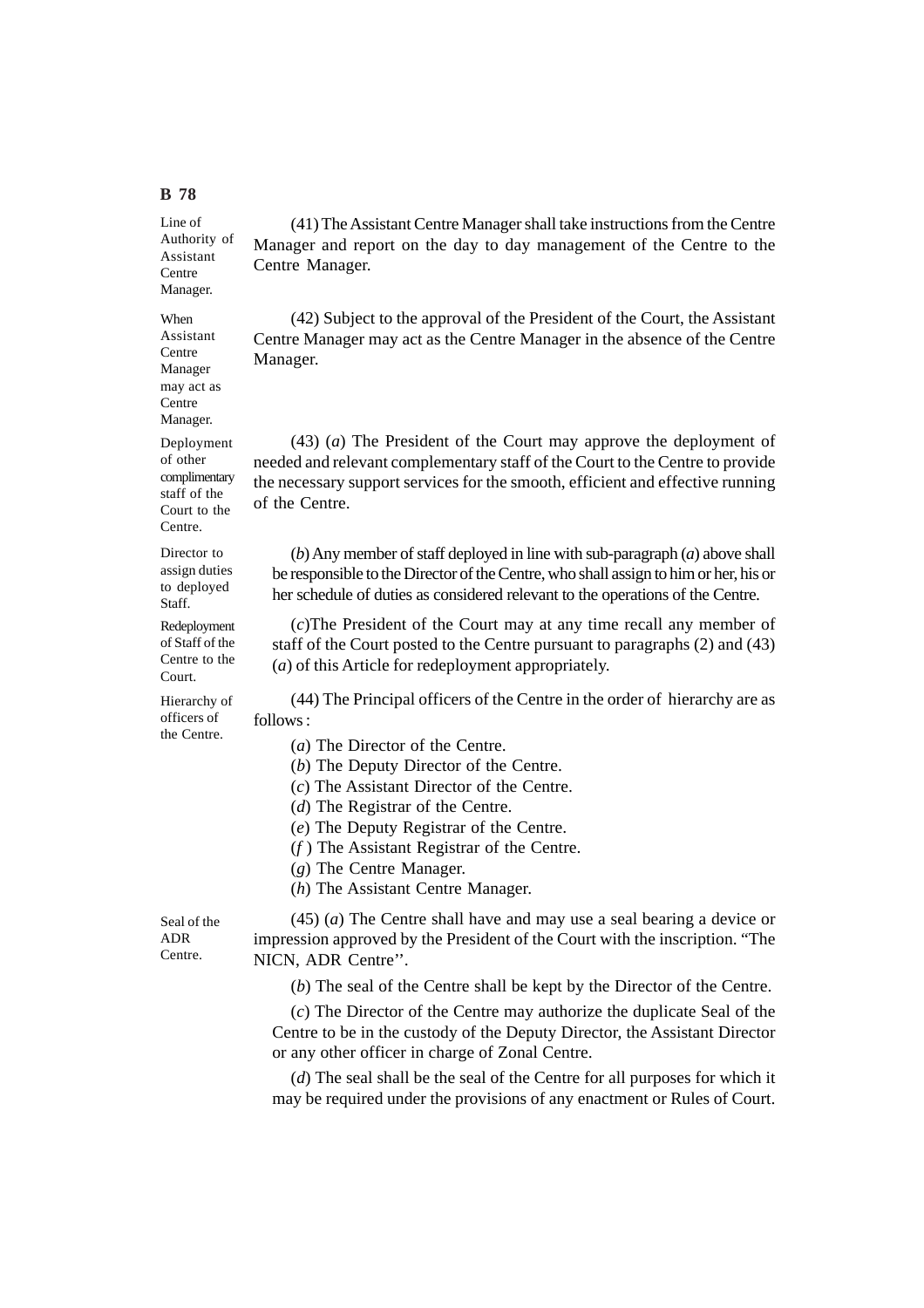Line of Authority of Assistant Centre Manager.

(41) The Assistant Centre Manager shall take instructions from the Centre Manager and report on the day to day management of the Centre to the Centre Manager.

When Assistant Centre Manager may act as Centre Manager.

(42) Subject to the approval of the President of the Court, the Assistant Centre Manager may act as the Centre Manager in the absence of the Centre Manager.

Deployment of other complimentary staff of the Court to the Centre.

(43) (*a*) The President of the Court may approve the deployment of needed and relevant complementary staff of the Court to the Centre to provide the necessary support services for the smooth, efficient and effective running of the Centre.

Director to assign duties to deployed Staff.

(*b*) Any member of staff deployed in line with sub-paragraph (*a*) above shall be responsible to the Director of the Centre, who shall assign to him or her, his or her schedule of duties as considered relevant to the operations of the Centre.

Redeployment of Staff of the Centre to the Court.

(*c*)The President of the Court may at any time recall any member of staff of the Court posted to the Centre pursuant to paragraphs (2) and (43) (*a*) of this Article for redeployment appropriately.

Hierarchy of officers of the Centre.

(44) The Principal officers of the Centre in the order of hierarchy are as follows :

(*a*) The Director of the Centre.
(*b*) The Deputy Director of the Centre.
(*c*) The Assistant Director of the Centre.
(*d*) The Registrar of the Centre.
(*e*) The Deputy Registrar of the Centre.
(*f* ) The Assistant Registrar of the Centre.
(*g*) The Centre Manager.
(*h*) The Assistant Centre Manager.

Seal of the ADR Centre.

(45) (*a*) The Centre shall have and may use a seal bearing a device or impression approved by the President of the Court with the inscription. "The NICN, ADR Centre''.

(*b*) The seal of the Centre shall be kept by the Director of the Centre.

(*c*) The Director of the Centre may authorize the duplicate Seal of the Centre to be in the custody of the Deputy Director, the Assistant Director or any other officer in charge of Zonal Centre.

(*d*) The seal shall be the seal of the Centre for all purposes for which it may be required under the provisions of any enactment or Rules of Court.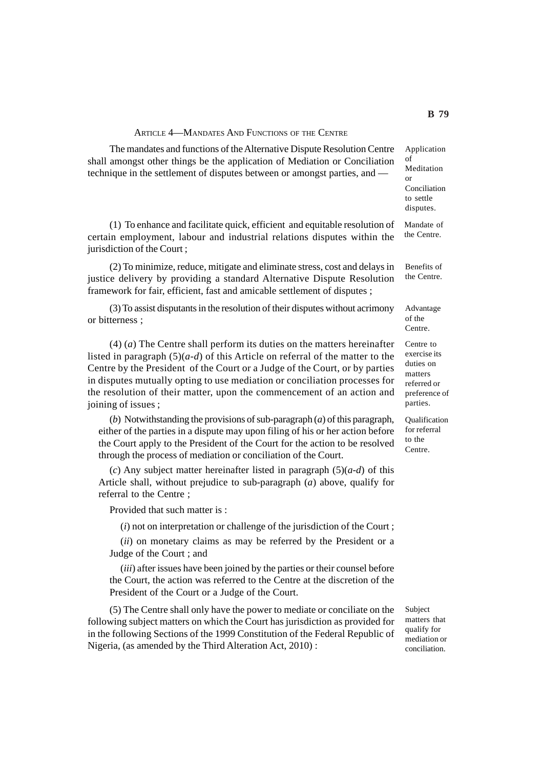### ARTICLE 4—MANDATES AND FUNCTIONS OF THE CENTRE

The mandates and functions of the Alternative Dispute Resolution Centre shall amongst other things be the application of Mediation or Conciliation technique in the settlement of disputes between or amongst parties, and —

*Application of Meditation or Conciliation to settle disputes.*

(1) To enhance and facilitate quick, efficient and equitable resolution of certain employment, labour and industrial relations disputes within the jurisdiction of the Court ;

*Mandate of the Centre.*

(2) To minimize, reduce, mitigate and eliminate stress, cost and delays in justice delivery by providing a standard Alternative Dispute Resolution framework for fair, efficient, fast and amicable settlement of disputes ;

*Benefits of the Centre.*

(3) To assist disputants in the resolution of their disputes without acrimony or bitterness ;

*Advantage of the Centre.*

(4) (*a*) The Centre shall perform its duties on the matters hereinafter listed in paragraph (5)(*a-d*) of this Article on referral of the matter to the Centre by the President of the Court or a Judge of the Court, or by parties in disputes mutually opting to use mediation or conciliation processes for the resolution of their matter, upon the commencement of an action and joining of issues ;

*Centre to exercise its duties on matters referred or preference of parties.*

(*b*) Notwithstanding the provisions of sub-paragraph (*a*) of this paragraph, either of the parties in a dispute may upon filing of his or her action before the Court apply to the President of the Court for the action to be resolved through the process of mediation or conciliation of the Court.

*Qualification for referral to the Centre.*

(*c*) Any subject matter hereinafter listed in paragraph (5)(*a-d*) of this Article shall, without prejudice to sub-paragraph (*a*) above, qualify for referral to the Centre ;

Provided that such matter is :

(*i*) not on interpretation or challenge of the jurisdiction of the Court ;

(*ii*) on monetary claims as may be referred by the President or a Judge of the Court ; and

(*iii*) after issues have been joined by the parties or their counsel before the Court, the action was referred to the Centre at the discretion of the President of the Court or a Judge of the Court.

(5) The Centre shall only have the power to mediate or conciliate on the following subject matters on which the Court has jurisdiction as provided for in the following Sections of the 1999 Constitution of the Federal Republic of Nigeria, (as amended by the Third Alteration Act, 2010) :

*Subject matters that qualify for mediation or conciliation.*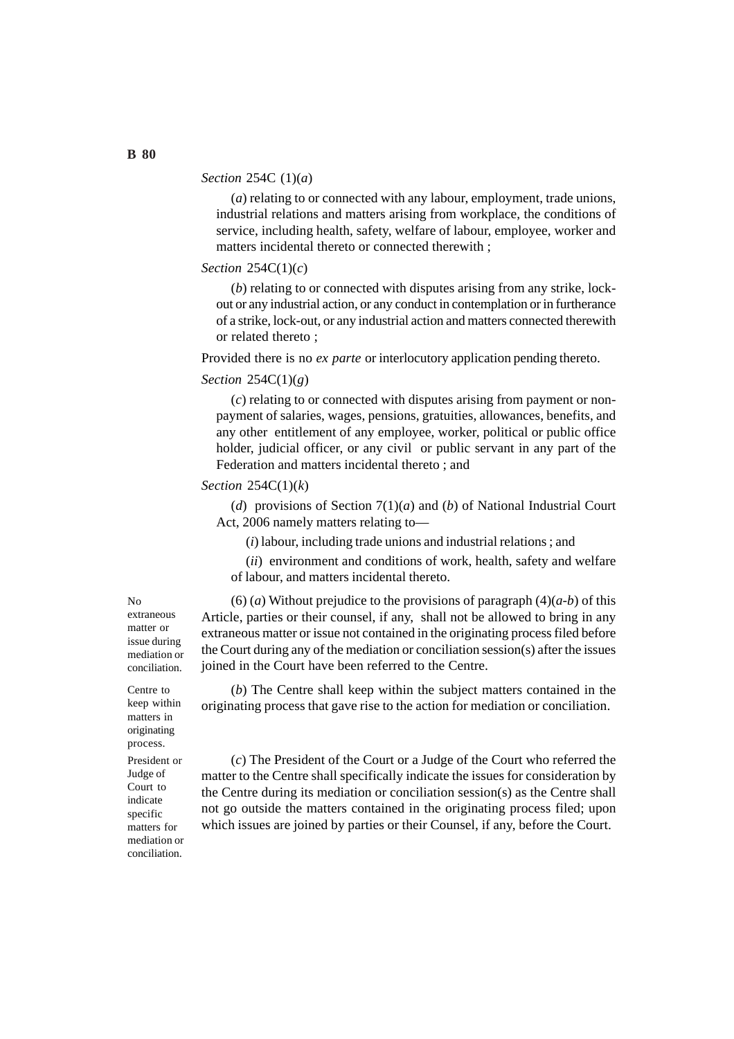*Section* 254C (1)(*a*)

(*a*) relating to or connected with any labour, employment, trade unions, industrial relations and matters arising from workplace, the conditions of service, including health, safety, welfare of labour, employee, worker and matters incidental thereto or connected therewith ;

*Section* 254C(1)(*c*)

(*b*) relating to or connected with disputes arising from any strike, lock-out or any industrial action, or any conduct in contemplation or in furtherance of a strike, lock-out, or any industrial action and matters connected therewith or related thereto ;

Provided there is no *ex parte* or interlocutory application pending thereto.

*Section* 254C(1)(*g*)

(*c*) relating to or connected with disputes arising from payment or non-payment of salaries, wages, pensions, gratuities, allowances, benefits, and any other entitlement of any employee, worker, political or public office holder, judicial officer, or any civil or public servant in any part of the Federation and matters incidental thereto ; and

*Section* 254C(1)(*k*)

(*d*) provisions of Section 7(1)(*a*) and (*b*) of National Industrial Court Act, 2006 namely matters relating to—

(*i*) labour, including trade unions and industrial relations ; and

(*ii*) environment and conditions of work, health, safety and welfare of labour, and matters incidental thereto.

*No extraneous matter or issue during mediation or conciliation.*

(6) (*a*) Without prejudice to the provisions of paragraph (4)(*a-b*) of this Article, parties or their counsel, if any, shall not be allowed to bring in any extraneous matter or issue not contained in the originating process filed before the Court during any of the mediation or conciliation session(s) after the issues joined in the Court have been referred to the Centre.

*Centre to keep within matters in originating process.*

(*b*) The Centre shall keep within the subject matters contained in the originating process that gave rise to the action for mediation or conciliation.

*President or Judge of Court to indicate specific matters for mediation or conciliation.*

(*c*) The President of the Court or a Judge of the Court who referred the matter to the Centre shall specifically indicate the issues for consideration by the Centre during its mediation or conciliation session(s) as the Centre shall not go outside the matters contained in the originating process filed; upon which issues are joined by parties or their Counsel, if any, before the Court.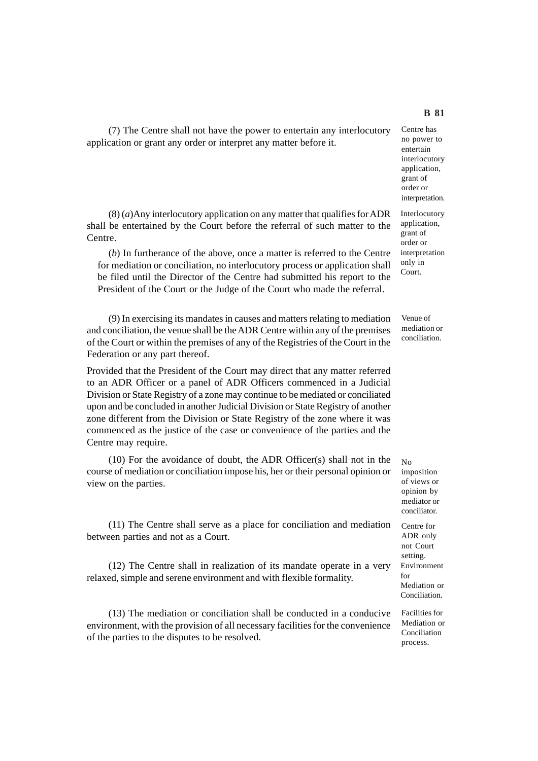(7) The Centre shall not have the power to entertain any interlocutory application or grant any order or interpret any matter before it.

*Centre has no power to entertain interlocutory application, grant of order or interpretation.*

(8) (*a*)Any interlocutory application on any matter that qualifies for ADR shall be entertained by the Court before the referral of such matter to the Centre.

(*b*) In furtherance of the above, once a matter is referred to the Centre for mediation or conciliation, no interlocutory process or application shall be filed until the Director of the Centre had submitted his report to the President of the Court or the Judge of the Court who made the referral.

*Interlocutory application, grant of order or interpretation only in Court.*

(9) In exercising its mandates in causes and matters relating to mediation and conciliation, the venue shall be the ADR Centre within any of the premises of the Court or within the premises of any of the Registries of the Court in the Federation or any part thereof.

*Venue of mediation or conciliation.*

Provided that the President of the Court may direct that any matter referred to an ADR Officer or a panel of ADR Officers commenced in a Judicial Division or State Registry of a zone may continue to be mediated or conciliated upon and be concluded in another Judicial Division or State Registry of another zone different from the Division or State Registry of the zone where it was commenced as the justice of the case or convenience of the parties and the Centre may require.

(10) For the avoidance of doubt, the ADR Officer(s) shall not in the course of mediation or conciliation impose his, her or their personal opinion or view on the parties.

*No imposition of views or opinion by mediator or conciliator.*

(11) The Centre shall serve as a place for conciliation and mediation between parties and not as a Court.

*Centre for ADR only not Court setting.*

(12) The Centre shall in realization of its mandate operate in a very relaxed, simple and serene environment and with flexible formality.

*Environment for Mediation or Conciliation.*

(13) The mediation or conciliation shall be conducted in a conducive environment, with the provision of all necessary facilities for the convenience of the parties to the disputes to be resolved.

*Facilities for Mediation or Conciliation process.*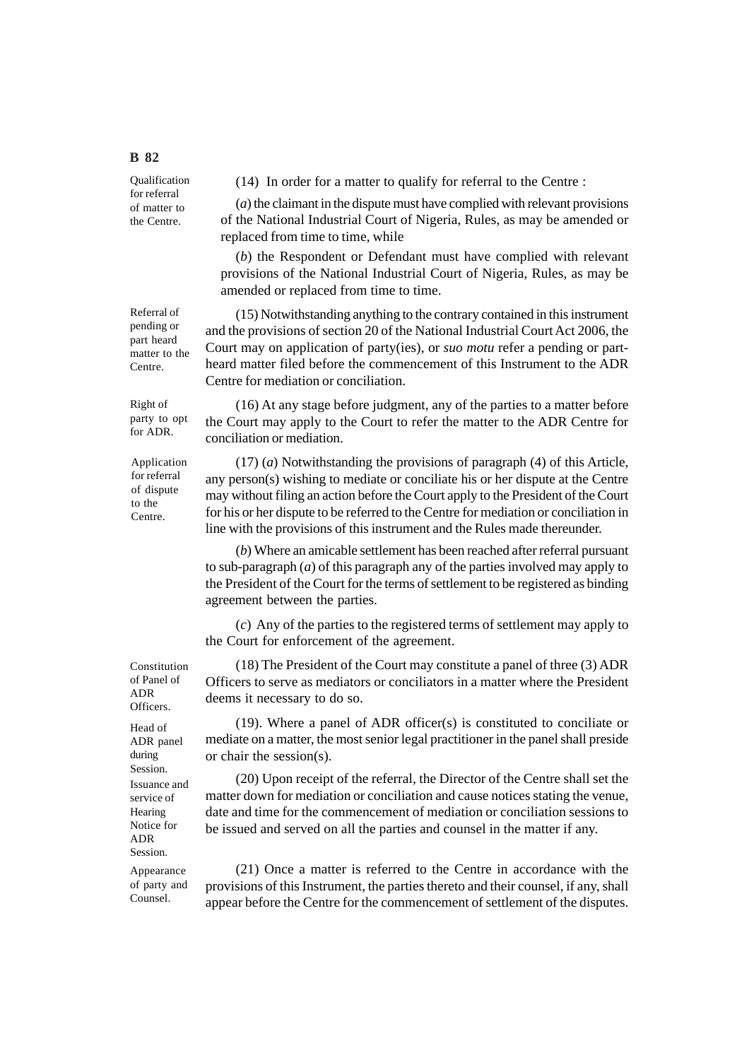Qualification for referral of matter to the Centre.

(14) In order for a matter to qualify for referral to the Centre :

(*a*) the claimant in the dispute must have complied with relevant provisions of the National Industrial Court of Nigeria, Rules, as may be amended or replaced from time to time, while

(*b*) the Respondent or Defendant must have complied with relevant provisions of the National Industrial Court of Nigeria, Rules, as may be amended or replaced from time to time.

Referral of pending or part heard matter to the Centre.

(15) Notwithstanding anything to the contrary contained in this instrument and the provisions of section 20 of the National Industrial Court Act 2006, the Court may on application of party(ies), or *suo motu* refer a pending or part-heard matter filed before the commencement of this Instrument to the ADR Centre for mediation or conciliation.

Right of party to opt for ADR.

(16) At any stage before judgment, any of the parties to a matter before the Court may apply to the Court to refer the matter to the ADR Centre for conciliation or mediation.

Application for referral of dispute to the Centre.

(17) (*a*) Notwithstanding the provisions of paragraph (4) of this Article, any person(s) wishing to mediate or conciliate his or her dispute at the Centre may without filing an action before the Court apply to the President of the Court for his or her dispute to be referred to the Centre for mediation or conciliation in line with the provisions of this instrument and the Rules made thereunder.

(*b*) Where an amicable settlement has been reached after referral pursuant to sub-paragraph (*a*) of this paragraph any of the parties involved may apply to the President of the Court for the terms of settlement to be registered as binding agreement between the parties.

(*c*) Any of the parties to the registered terms of settlement may apply to the Court for enforcement of the agreement.

Constitution of Panel of ADR Officers.

(18) The President of the Court may constitute a panel of three (3) ADR Officers to serve as mediators or conciliators in a matter where the President deems it necessary to do so.

Head of ADR panel during Session.

(19). Where a panel of ADR officer(s) is constituted to conciliate or mediate on a matter, the most senior legal practitioner in the panel shall preside or chair the session(s).

Issuance and service of Hearing Notice for ADR Session.

(20) Upon receipt of the referral, the Director of the Centre shall set the matter down for mediation or conciliation and cause notices stating the venue, date and time for the commencement of mediation or conciliation sessions to be issued and served on all the parties and counsel in the matter if any.

Appearance of party and Counsel.

(21) Once a matter is referred to the Centre in accordance with the provisions of this Instrument, the parties thereto and their counsel, if any, shall appear before the Centre for the commencement of settlement of the disputes.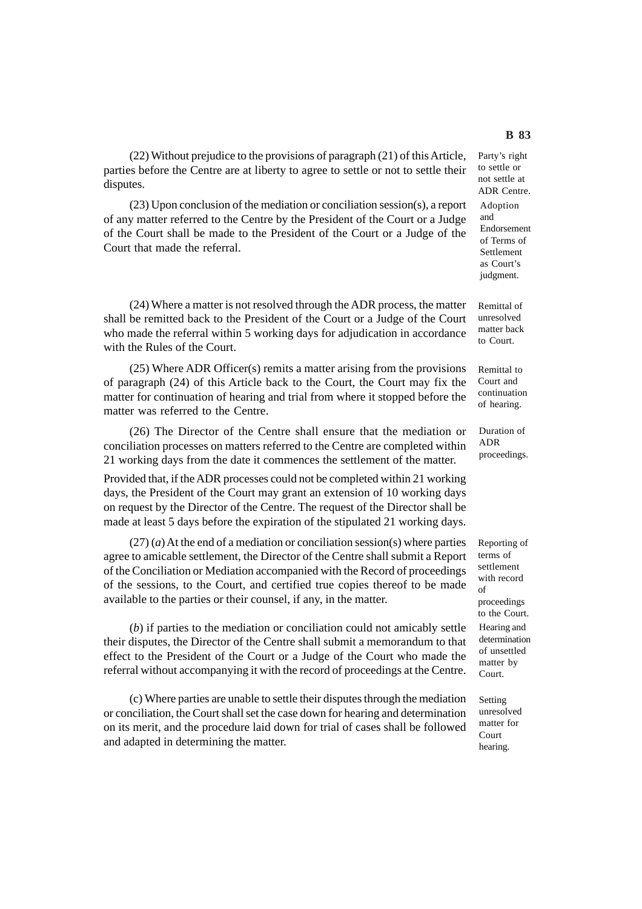(22) Without prejudice to the provisions of paragraph (21) of this Article, parties before the Centre are at liberty to agree to settle or not to settle their disputes.

Party's right to settle or not settle at ADR Centre.

(23) Upon conclusion of the mediation or conciliation session(s), a report of any matter referred to the Centre by the President of the Court or a Judge of the Court shall be made to the President of the Court or a Judge of the Court that made the referral.

Adoption and Endorsement of Terms of Settlement as Court's judgment.

(24) Where a matter is not resolved through the ADR process, the matter shall be remitted back to the President of the Court or a Judge of the Court who made the referral within 5 working days for adjudication in accordance with the Rules of the Court.

Remittal of unresolved matter back to Court.

(25) Where ADR Officer(s) remits a matter arising from the provisions of paragraph (24) of this Article back to the Court, the Court may fix the matter for continuation of hearing and trial from where it stopped before the matter was referred to the Centre.

Remittal to Court and continuation of hearing.

(26) The Director of the Centre shall ensure that the mediation or conciliation processes on matters referred to the Centre are completed within 21 working days from the date it commences the settlement of the matter.

Duration of ADR proceedings.

Provided that, if the ADR processes could not be completed within 21 working days, the President of the Court may grant an extension of 10 working days on request by the Director of the Centre. The request of the Director shall be made at least 5 days before the expiration of the stipulated 21 working days.

(27) (*a*) At the end of a mediation or conciliation session(s) where parties agree to amicable settlement, the Director of the Centre shall submit a Report of the Conciliation or Mediation accompanied with the Record of proceedings of the sessions, to the Court, and certified true copies thereof to be made available to the parties or their counsel, if any, in the matter.

Reporting of terms of settlement with record of proceedings to the Court.

(*b*) if parties to the mediation or conciliation could not amicably settle their disputes, the Director of the Centre shall submit a memorandum to that effect to the President of the Court or a Judge of the Court who made the referral without accompanying it with the record of proceedings at the Centre.

Hearing and determination of unsettled matter by Court.

(c) Where parties are unable to settle their disputes through the mediation or conciliation, the Court shall set the case down for hearing and determination on its merit, and the procedure laid down for trial of cases shall be followed and adapted in determining the matter.

Setting unresolved matter for Court hearing.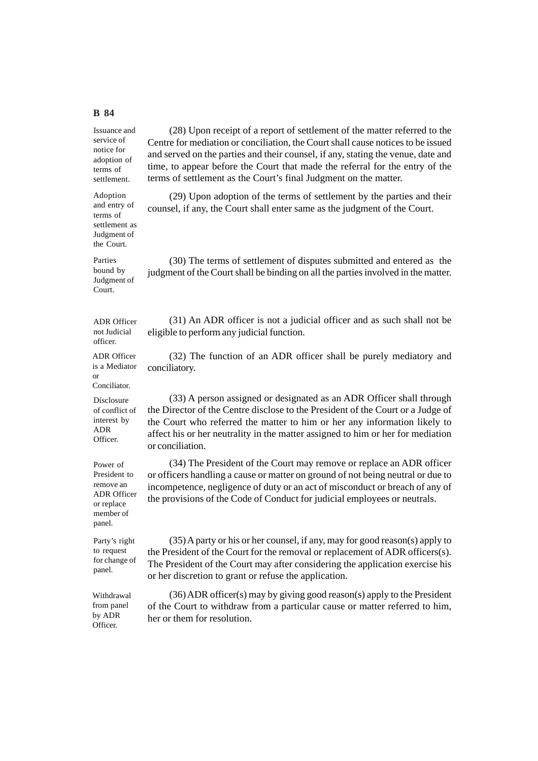*Issuance and service of notice for adoption of terms of settlement.*

(28) Upon receipt of a report of settlement of the matter referred to the Centre for mediation or conciliation, the Court shall cause notices to be issued and served on the parties and their counsel, if any, stating the venue, date and time, to appear before the Court that made the referral for the entry of the terms of settlement as the Court's final Judgment on the matter.

*Adoption and entry of terms of settlement as Judgment of the Court.*

(29) Upon adoption of the terms of settlement by the parties and their counsel, if any, the Court shall enter same as the judgment of the Court.

*Parties bound by Judgment of Court.*

(30) The terms of settlement of disputes submitted and entered as the judgment of the Court shall be binding on all the parties involved in the matter.

*ADR Officer not Judicial officer.*

(31) An ADR officer is not a judicial officer and as such shall not be eligible to perform any judicial function.

*ADR Officer is a Mediator or Conciliator.*

(32) The function of an ADR officer shall be purely mediatory and conciliatory.

*Disclosure of conflict of interest by ADR Officer.*

(33) A person assigned or designated as an ADR Officer shall through the Director of the Centre disclose to the President of the Court or a Judge of the Court who referred the matter to him or her any information likely to affect his or her neutrality in the matter assigned to him or her for mediation or conciliation.

*Power of President to remove an ADR Officer or replace member of panel.*

(34) The President of the Court may remove or replace an ADR officer or officers handling a cause or matter on ground of not being neutral or due to incompetence, negligence of duty or an act of misconduct or breach of any of the provisions of the Code of Conduct for judicial employees or neutrals.

*Party's right to request for change of panel.*

(35) A party or his or her counsel, if any, may for good reason(s) apply to the President of the Court for the removal or replacement of ADR officers(s). The President of the Court may after considering the application exercise his or her discretion to grant or refuse the application.

*Withdrawal from panel by ADR Officer.*

(36) ADR officer(s) may by giving good reason(s) apply to the President of the Court to withdraw from a particular cause or matter referred to him, her or them for resolution.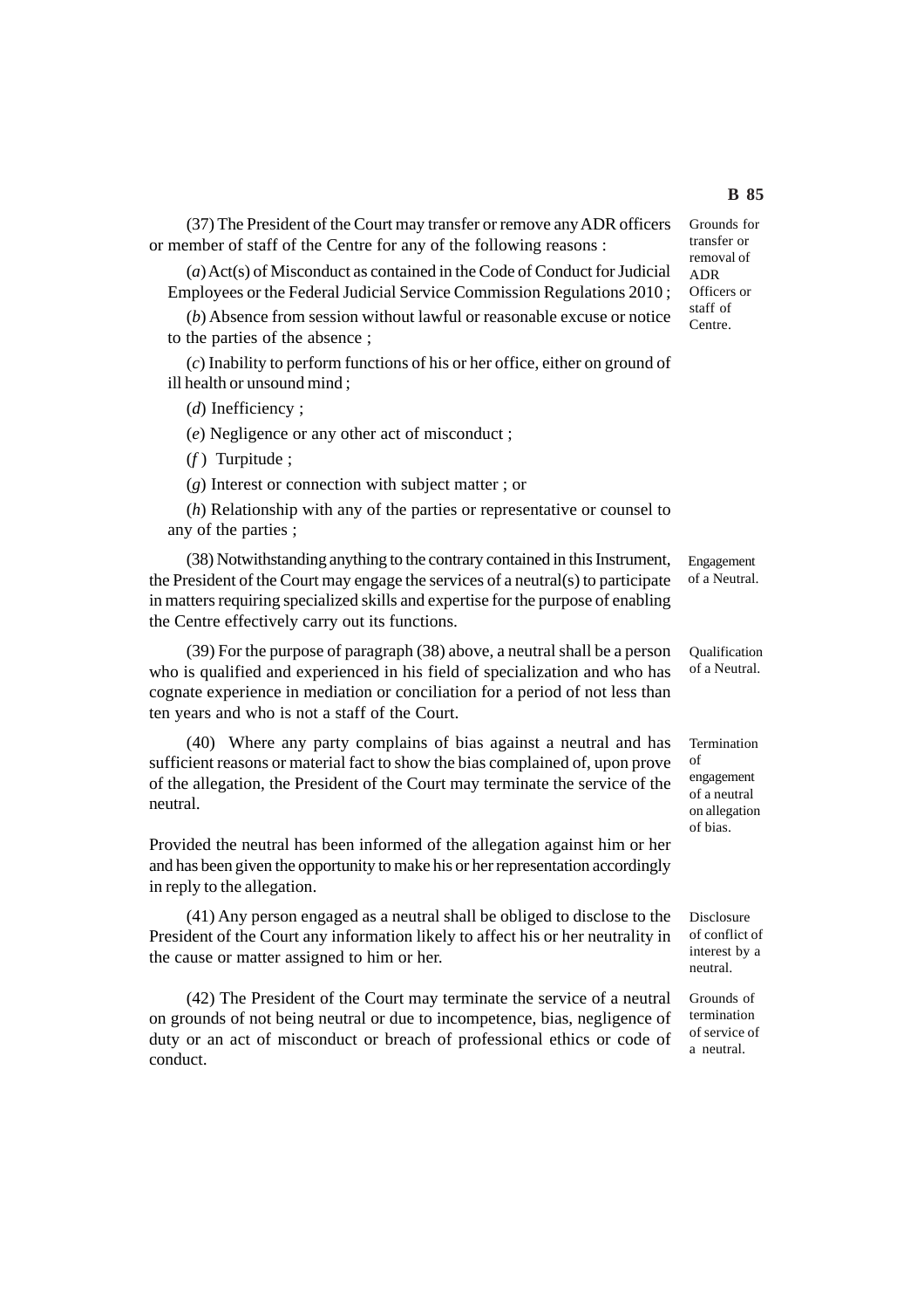(37) The President of the Court may transfer or remove any ADR officers or member of staff of the Centre for any of the following reasons :

Grounds for transfer or removal of ADR Officers or staff of Centre.

(*a*) Act(s) of Misconduct as contained in the Code of Conduct for Judicial Employees or the Federal Judicial Service Commission Regulations 2010 ;

(*b*) Absence from session without lawful or reasonable excuse or notice to the parties of the absence ;

(*c*) Inability to perform functions of his or her office, either on ground of ill health or unsound mind ;

(*d*) Inefficiency ;

(*e*) Negligence or any other act of misconduct ;

(*f* ) Turpitude ;

(*g*) Interest or connection with subject matter ; or

(*h*) Relationship with any of the parties or representative or counsel to any of the parties ;

Engagement of a Neutral.

(38) Notwithstanding anything to the contrary contained in this Instrument, the President of the Court may engage the services of a neutral(s) to participate in matters requiring specialized skills and expertise for the purpose of enabling the Centre effectively carry out its functions.

Qualification of a Neutral.

(39) For the purpose of paragraph (38) above, a neutral shall be a person who is qualified and experienced in his field of specialization and who has cognate experience in mediation or conciliation for a period of not less than ten years and who is not a staff of the Court.

Termination of engagement of a neutral on allegation of bias.

(40) Where any party complains of bias against a neutral and has sufficient reasons or material fact to show the bias complained of, upon prove of the allegation, the President of the Court may terminate the service of the neutral.

Provided the neutral has been informed of the allegation against him or her and has been given the opportunity to make his or her representation accordingly in reply to the allegation.

Disclosure of conflict of interest by a neutral.

(41) Any person engaged as a neutral shall be obliged to disclose to the President of the Court any information likely to affect his or her neutrality in the cause or matter assigned to him or her.

Grounds of termination of service of a neutral.

(42) The President of the Court may terminate the service of a neutral on grounds of not being neutral or due to incompetence, bias, negligence of duty or an act of misconduct or breach of professional ethics or code of conduct.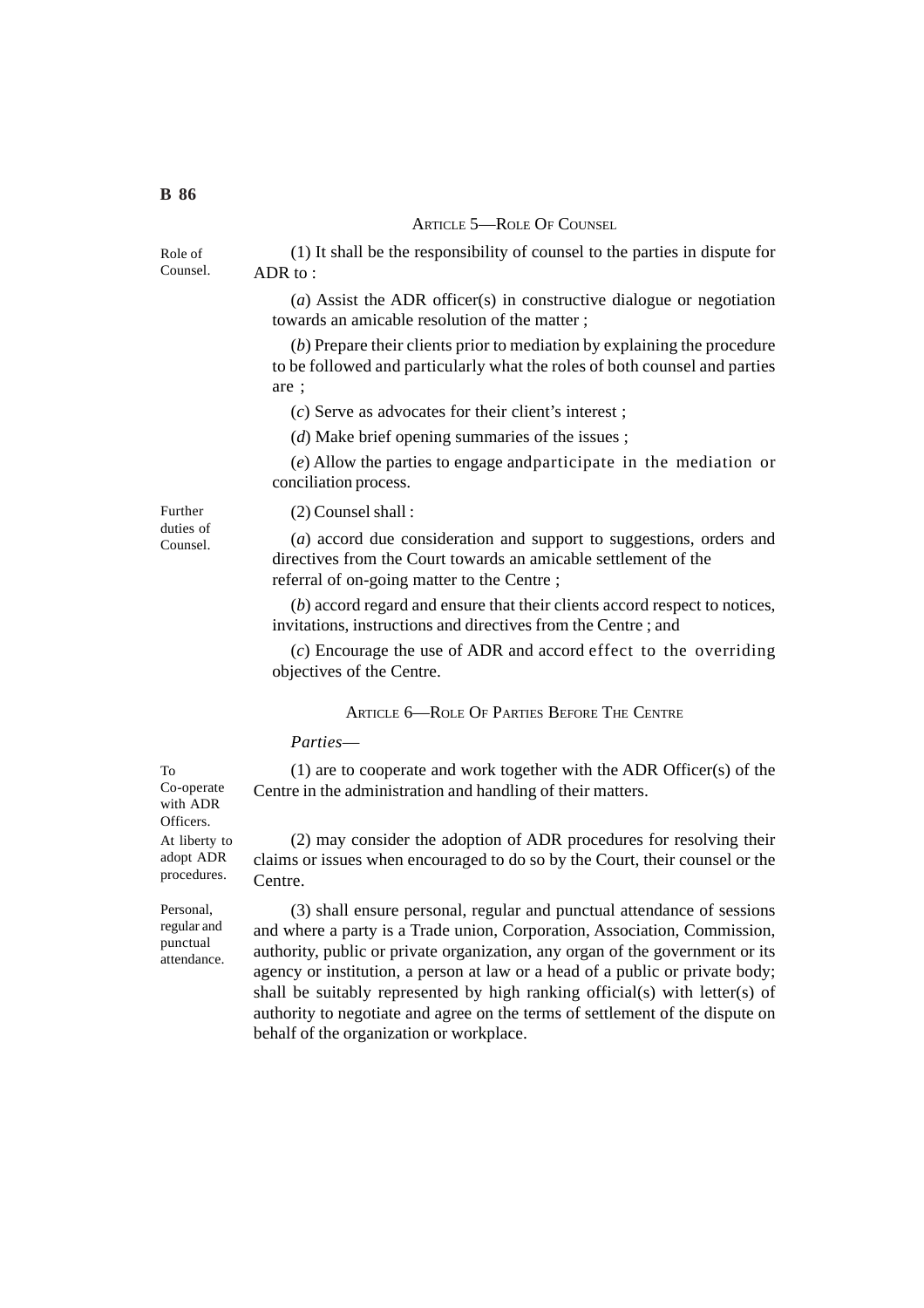## ARTICLE 5—ROLE OF COUNSEL

Role of Counsel.

(1) It shall be the responsibility of counsel to the parties in dispute for ADR to :

(*a*) Assist the ADR officer(s) in constructive dialogue or negotiation towards an amicable resolution of the matter ;

(*b*) Prepare their clients prior to mediation by explaining the procedure to be followed and particularly what the roles of both counsel and parties are ;

(*c*) Serve as advocates for their client's interest ;

(*d*) Make brief opening summaries of the issues ;

(*e*) Allow the parties to engage andparticipate in the mediation or conciliation process.

Further duties of Counsel.

(2) Counsel shall :

(*a*) accord due consideration and support to suggestions, orders and directives from the Court towards an amicable settlement of the referral of on-going matter to the Centre ;

(*b*) accord regard and ensure that their clients accord respect to notices, invitations, instructions and directives from the Centre ; and

(*c*) Encourage the use of ADR and accord effect to the overriding objectives of the Centre.

## ARTICLE 6—ROLE OF PARTIES BEFORE THE CENTRE

*Parties*—

To Co-operate with ADR Officers.

(1) are to cooperate and work together with the ADR Officer(s) of the Centre in the administration and handling of their matters.

At liberty to adopt ADR procedures.

(2) may consider the adoption of ADR procedures for resolving their claims or issues when encouraged to do so by the Court, their counsel or the Centre.

Personal, regular and punctual attendance.

(3) shall ensure personal, regular and punctual attendance of sessions and where a party is a Trade union, Corporation, Association, Commission, authority, public or private organization, any organ of the government or its agency or institution, a person at law or a head of a public or private body; shall be suitably represented by high ranking official(s) with letter(s) of authority to negotiate and agree on the terms of settlement of the dispute on behalf of the organization or workplace.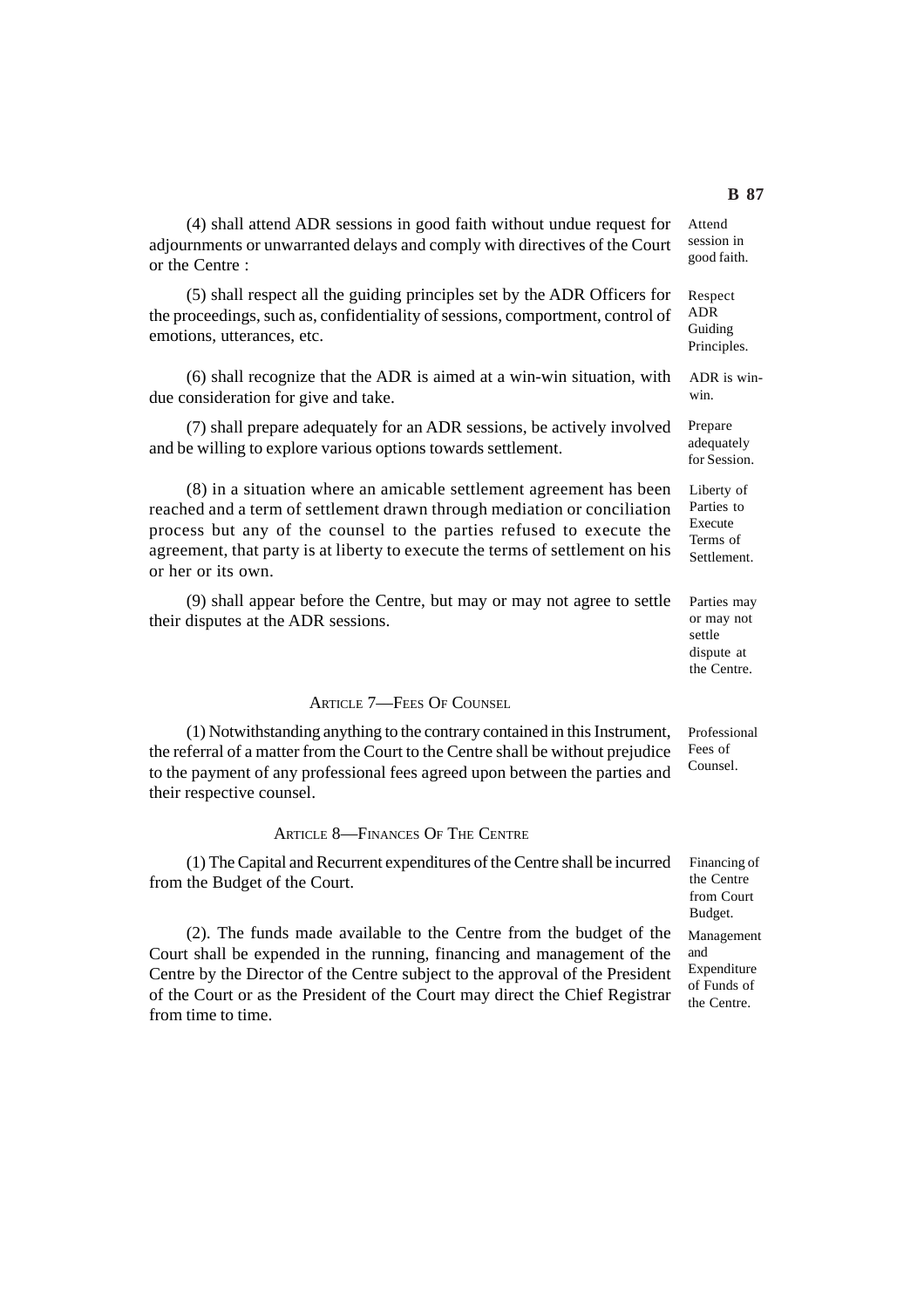(4) shall attend ADR sessions in good faith without undue request for adjournments or unwarranted delays and comply with directives of the Court or the Centre :

Attend session in good faith.

(5) shall respect all the guiding principles set by the ADR Officers for the proceedings, such as, confidentiality of sessions, comportment, control of emotions, utterances, etc.

Respect ADR Guiding Principles.

(6) shall recognize that the ADR is aimed at a win-win situation, with due consideration for give and take.

ADR is win-win.

(7) shall prepare adequately for an ADR sessions, be actively involved and be willing to explore various options towards settlement.

Prepare adequately for Session.

(8) in a situation where an amicable settlement agreement has been reached and a term of settlement drawn through mediation or conciliation process but any of the counsel to the parties refused to execute the agreement, that party is at liberty to execute the terms of settlement on his or her or its own.

Liberty of Parties to Execute Terms of Settlement.

(9) shall appear before the Centre, but may or may not agree to settle their disputes at the ADR sessions.

Parties may or may not settle dispute at the Centre.

## Article 7—Fees Of Counsel

(1) Notwithstanding anything to the contrary contained in this Instrument, the referral of a matter from the Court to the Centre shall be without prejudice to the payment of any professional fees agreed upon between the parties and their respective counsel.

Professional Fees of Counsel.

## Article 8—Finances Of The Centre

(1) The Capital and Recurrent expenditures of the Centre shall be incurred from the Budget of the Court.

Financing of the Centre from Court Budget.

(2). The funds made available to the Centre from the budget of the Court shall be expended in the running, financing and management of the Centre by the Director of the Centre subject to the approval of the President of the Court or as the President of the Court may direct the Chief Registrar from time to time.

Management and Expenditure of Funds of the Centre.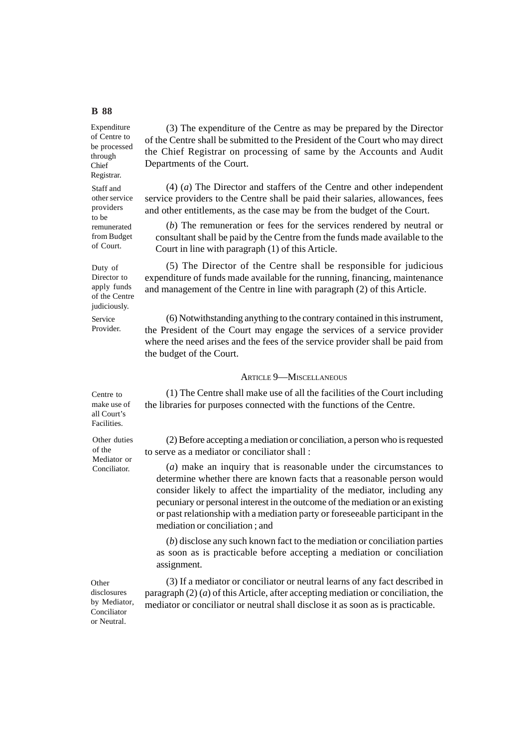Expenditure of Centre to be processed through Chief Registrar.

(3) The expenditure of the Centre as may be prepared by the Director of the Centre shall be submitted to the President of the Court who may direct the Chief Registrar on processing of same by the Accounts and Audit Departments of the Court.

Staff and other service providers to be remunerated from Budget of Court.

(4) (*a*) The Director and staffers of the Centre and other independent service providers to the Centre shall be paid their salaries, allowances, fees and other entitlements, as the case may be from the budget of the Court.

(*b*) The remuneration or fees for the services rendered by neutral or consultant shall be paid by the Centre from the funds made available to the Court in line with paragraph (1) of this Article.

Duty of Director to apply funds of the Centre judiciously.

(5) The Director of the Centre shall be responsible for judicious expenditure of funds made available for the running, financing, maintenance and management of the Centre in line with paragraph (2) of this Article.

Service Provider.

(6) Notwithstanding anything to the contrary contained in this instrument, the President of the Court may engage the services of a service provider where the need arises and the fees of the service provider shall be paid from the budget of the Court.

## Article 9—Miscellaneous

Centre to make use of all Court's Facilities.

(1) The Centre shall make use of all the facilities of the Court including the libraries for purposes connected with the functions of the Centre.

Other duties of the Mediator or Conciliator.

(2) Before accepting a mediation or conciliation, a person who is requested to serve as a mediator or conciliator shall :

(*a*) make an inquiry that is reasonable under the circumstances to determine whether there are known facts that a reasonable person would consider likely to affect the impartiality of the mediator, including any pecuniary or personal interest in the outcome of the mediation or an existing or past relationship with a mediation party or foreseeable participant in the mediation or conciliation ; and

(*b*) disclose any such known fact to the mediation or conciliation parties as soon as is practicable before accepting a mediation or conciliation assignment.

Other disclosures by Mediator, Conciliator or Neutral.

(3) If a mediator or conciliator or neutral learns of any fact described in paragraph (2) (*a*) of this Article, after accepting mediation or conciliation, the mediator or conciliator or neutral shall disclose it as soon as is practicable.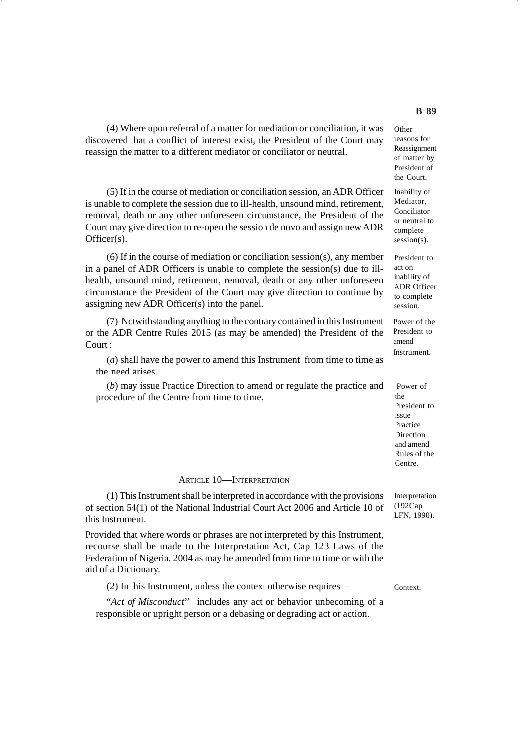(4) Where upon referral of a matter for mediation or conciliation, it was discovered that a conflict of interest exist, the President of the Court may reassign the matter to a different mediator or conciliator or neutral.

Other reasons for Reassignment of matter by President of the Court.

(5) If in the course of mediation or conciliation session, an ADR Officer is unable to complete the session due to ill-health, unsound mind, retirement, removal, death or any other unforeseen circumstance, the President of the Court may give direction to re-open the session de novo and assign new ADR Officer(s).

Inability of Mediator, Conciliator or neutral to complete session(s).

(6) If in the course of mediation or conciliation session(s), any member in a panel of ADR Officers is unable to complete the session(s) due to ill-health, unsound mind, retirement, removal, death or any other unforeseen circumstance the President of the Court may give direction to continue by assigning new ADR Officer(s) into the panel.

President to act on inability of ADR Officer to complete session.

(7) Notwithstanding anything to the contrary contained in this Instrument or the ADR Centre Rules 2015 (as may be amended) the President of the Court :

Power of the President to amend Instrument.

(*a*) shall have the power to amend this Instrument from time to time as the need arises.

(*b*) may issue Practice Direction to amend or regulate the practice and procedure of the Centre from time to time.

Power of the President to issue Practice Direction and amend Rules of the Centre.

## Article 10—Interpretation

(1) This Instrument shall be interpreted in accordance with the provisions of section 54(1) of the National Industrial Court Act 2006 and Article 10 of this Instrument.

Interpretation (192Cap LFN, 1990).

Provided that where words or phrases are not interpreted by this Instrument, recourse shall be made to the Interpretation Act, Cap 123 Laws of the Federation of Nigeria, 2004 as may be amended from time to time or with the aid of a Dictionary.

(2) In this Instrument, unless the context otherwise requires—

Context.

"*Act of Misconduct*" includes any act or behavior unbecoming of a responsible or upright person or a debasing or degrading act or action.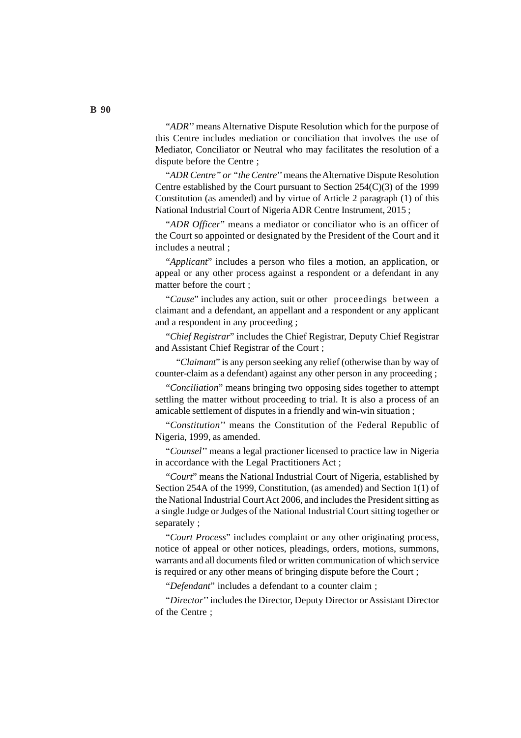"*ADR*" means Alternative Dispute Resolution which for the purpose of this Centre includes mediation or conciliation that involves the use of Mediator, Conciliator or Neutral who may facilitates the resolution of a dispute before the Centre ;

"*ADR Centre" or "the Centre*" means the Alternative Dispute Resolution Centre established by the Court pursuant to Section 254(C)(3) of the 1999 Constitution (as amended) and by virtue of Article 2 paragraph (1) of this National Industrial Court of Nigeria ADR Centre Instrument, 2015 ;

"*ADR Officer*" means a mediator or conciliator who is an officer of the Court so appointed or designated by the President of the Court and it includes a neutral ;

"*Applicant*" includes a person who files a motion, an application, or appeal or any other process against a respondent or a defendant in any matter before the court ;

"*Cause*" includes any action, suit or other proceedings between a claimant and a defendant, an appellant and a respondent or any applicant and a respondent in any proceeding ;

"*Chief Registrar*" includes the Chief Registrar, Deputy Chief Registrar and Assistant Chief Registrar of the Court ;

"*Claimant*" is any person seeking any relief (otherwise than by way of counter-claim as a defendant) against any other person in any proceeding ;

"*Conciliation*" means bringing two opposing sides together to attempt settling the matter without proceeding to trial. It is also a process of an amicable settlement of disputes in a friendly and win-win situation ;

"*Constitution*" means the Constitution of the Federal Republic of Nigeria, 1999, as amended.

"*Counsel*" means a legal practioner licensed to practice law in Nigeria in accordance with the Legal Practitioners Act ;

"*Court*" means the National Industrial Court of Nigeria, established by Section 254A of the 1999, Constitution, (as amended) and Section 1(1) of the National Industrial Court Act 2006, and includes the President sitting as a single Judge or Judges of the National Industrial Court sitting together or separately ;

"*Court Process*" includes complaint or any other originating process, notice of appeal or other notices, pleadings, orders, motions, summons, warrants and all documents filed or written communication of which service is required or any other means of bringing dispute before the Court ;

"*Defendant*" includes a defendant to a counter claim ;

"*Director*" includes the Director, Deputy Director or Assistant Director of the Centre ;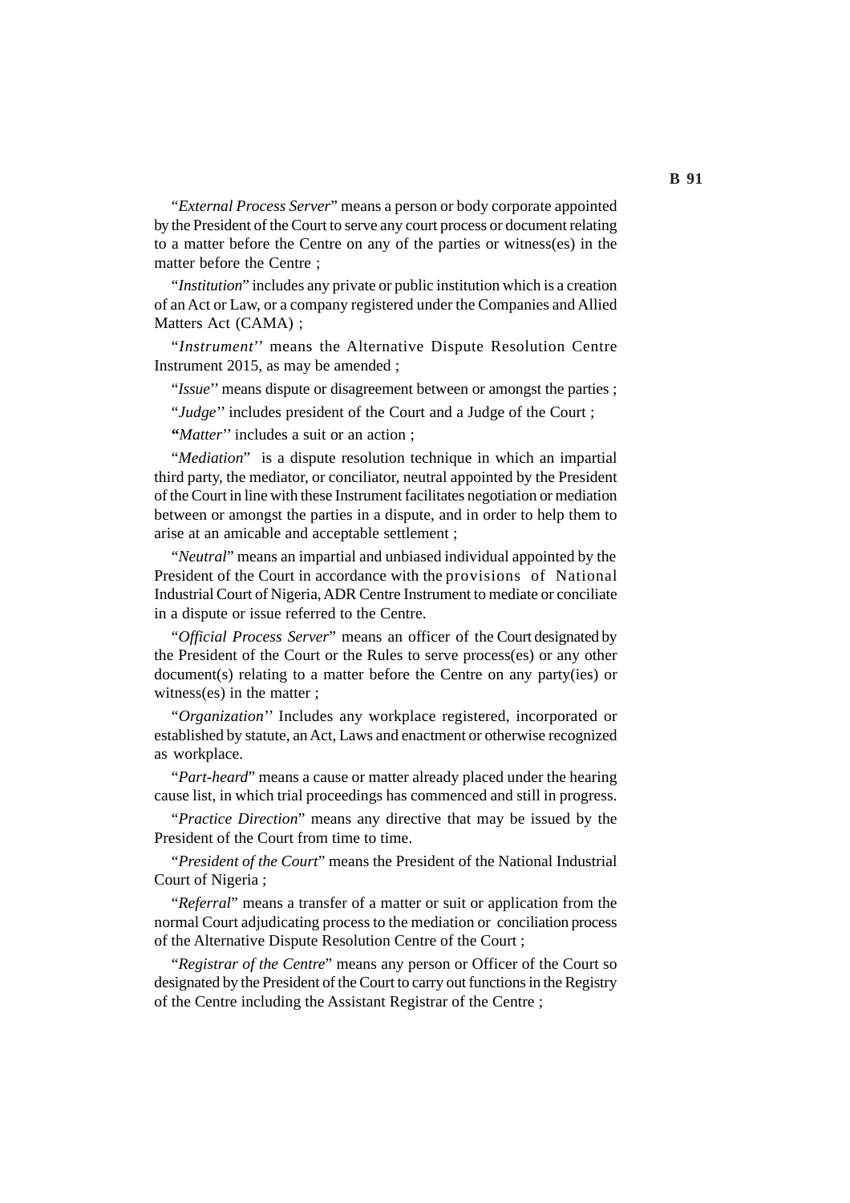"*External Process Server*" means a person or body corporate appointed by the President of the Court to serve any court process or document relating to a matter before the Centre on any of the parties or witness(es) in the matter before the Centre ;

"*Institution*" includes any private or public institution which is a creation of an Act or Law, or a company registered under the Companies and Allied Matters Act (CAMA) ;

"*Instrument*'' means the Alternative Dispute Resolution Centre Instrument 2015, as may be amended ;

"*Issue*'' means dispute or disagreement between or amongst the parties ;

"*Judge*'' includes president of the Court and a Judge of the Court ;

**"***Matter*'' includes a suit or an action ;

"*Mediation*" is a dispute resolution technique in which an impartial third party, the mediator, or conciliator, neutral appointed by the President of the Court in line with these Instrument facilitates negotiation or mediation between or amongst the parties in a dispute, and in order to help them to arise at an amicable and acceptable settlement ;

"*Neutral*" means an impartial and unbiased individual appointed by the President of the Court in accordance with the provisions of National Industrial Court of Nigeria, ADR Centre Instrument to mediate or conciliate in a dispute or issue referred to the Centre.

"*Official Process Server*" means an officer of the Court designated by the President of the Court or the Rules to serve process(es) or any other document(s) relating to a matter before the Centre on any party(ies) or witness(es) in the matter ;

"*Organization*'' Includes any workplace registered, incorporated or established by statute, an Act, Laws and enactment or otherwise recognized as workplace.

"*Part-heard*" means a cause or matter already placed under the hearing cause list, in which trial proceedings has commenced and still in progress.

"*Practice Direction*" means any directive that may be issued by the President of the Court from time to time.

"*President of the Court*" means the President of the National Industrial Court of Nigeria ;

"*Referral*" means a transfer of a matter or suit or application from the normal Court adjudicating process to the mediation or conciliation process of the Alternative Dispute Resolution Centre of the Court ;

"*Registrar of the Centre*" means any person or Officer of the Court so designated by the President of the Court to carry out functions in the Registry of the Centre including the Assistant Registrar of the Centre ;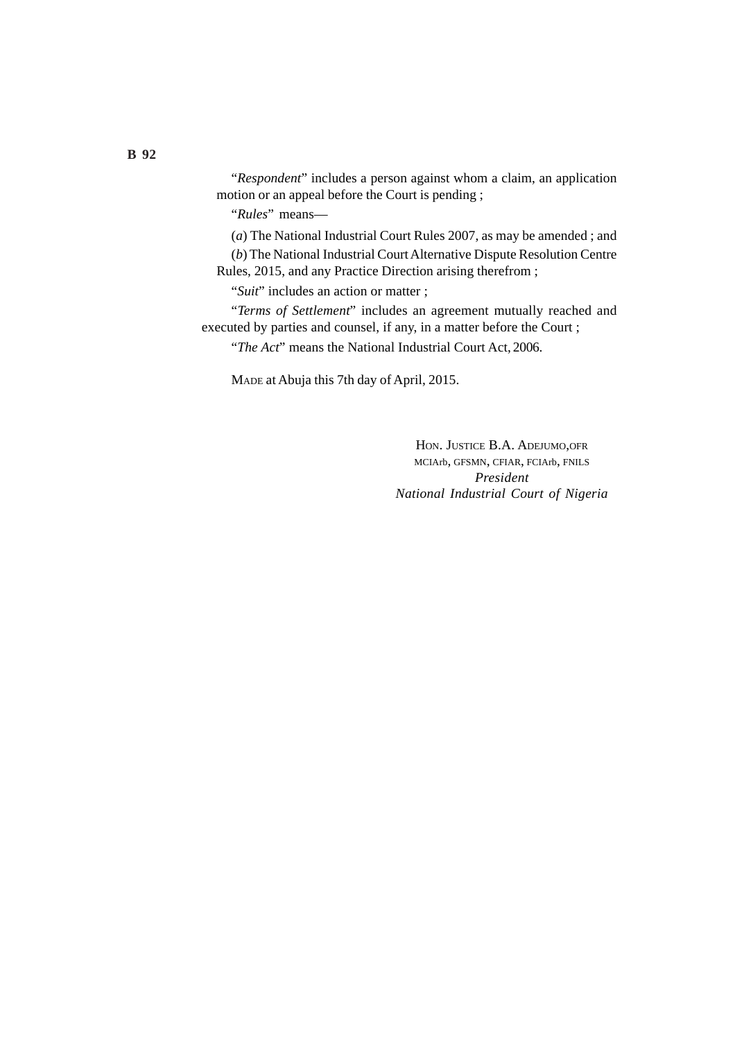"*Respondent*" includes a person against whom a claim, an application motion or an appeal before the Court is pending ;

"*Rules*" means—

(*a*) The National Industrial Court Rules 2007, as may be amended ; and

(*b*) The National Industrial Court Alternative Dispute Resolution Centre Rules, 2015, and any Practice Direction arising therefrom ;

"*Suit*" includes an action or matter ;

"*Terms of Settlement*" includes an agreement mutually reached and executed by parties and counsel, if any, in a matter before the Court ;

"*The Act*" means the National Industrial Court Act, 2006.

MADE at Abuja this 7th day of April, 2015.

HON. JUSTICE B.A. ADEJUMO, OFR
MCIArb, GFSMN, CFIAR, FCIArb, FNILS
*President*
*National Industrial Court of Nigeria*